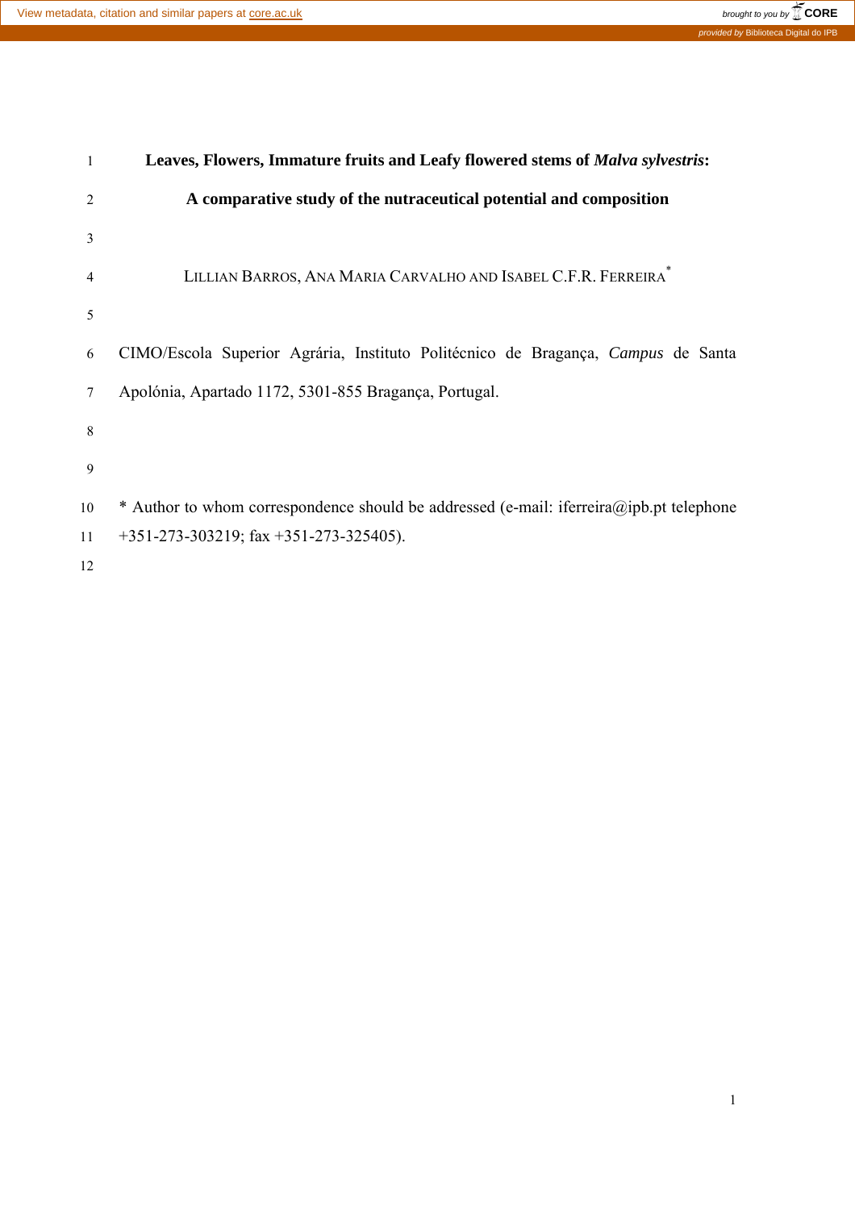# Leaves, Flowers, Immature fruits and Leafy flowered stems of *Malva sylvestris*: A comparative study of the nutraceutical potential and composition

LILLIAN BARROS, ANA MARIA CARVALHO AND ISABEL C.F.R. FERREIRA*

CIMO/Escola Superior Agrária, Instituto Politécnico de Bragança, *Campus* de Santa Apolónia, Apartado 1172, 5301-855 Bragança, Portugal.

* Author to whom correspondence should be addressed (e-mail: iferreira@ipb.pt telephone +351-273-303219; fax +351-273-325405).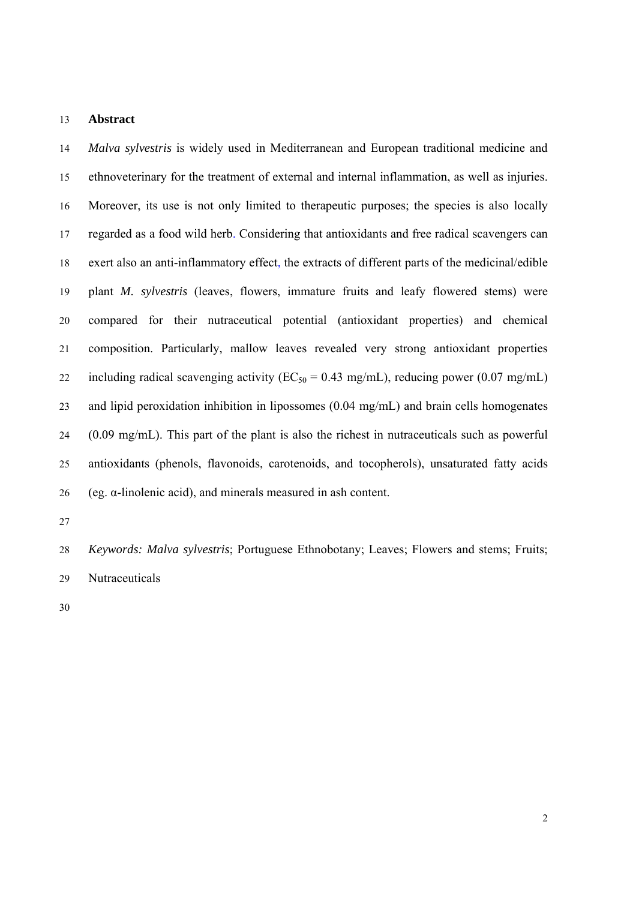## Abstract

*Malva sylvestris* is widely used in Mediterranean and European traditional medicine and ethnoveterinary for the treatment of external and internal inflammation, as well as injuries. Moreover, its use is not only limited to therapeutic purposes; the species is also locally regarded as a food wild herb. Considering that antioxidants and free radical scavengers can exert also an anti-inflammatory effect, the extracts of different parts of the medicinal/edible plant *M. sylvestris* (leaves, flowers, immature fruits and leafy flowered stems) were compared for their nutraceutical potential (antioxidant properties) and chemical composition. Particularly, mallow leaves revealed very strong antioxidant properties including radical scavenging activity ($EC_{50}$ = 0.43 mg/mL), reducing power (0.07 mg/mL) and lipid peroxidation inhibition in lipossomes (0.04 mg/mL) and brain cells homogenates (0.09 mg/mL). This part of the plant is also the richest in nutraceuticals such as powerful antioxidants (phenols, flavonoids, carotenoids, and tocopherols), unsaturated fatty acids (eg. α-linolenic acid), and minerals measured in ash content.

*Keywords: Malva sylvestris*; Portuguese Ethnobotany; Leaves; Flowers and stems; Fruits; Nutraceuticals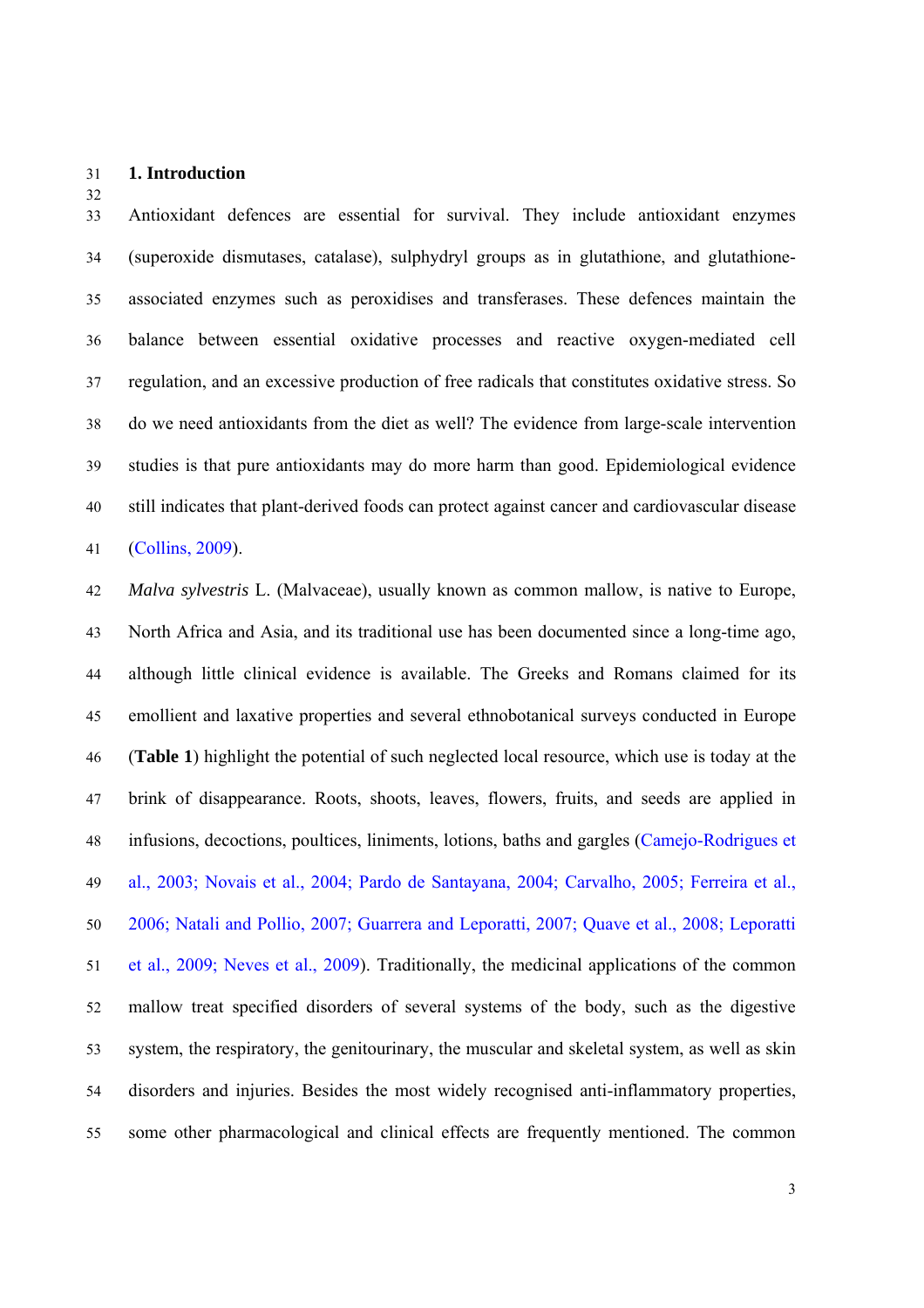## 1. Introduction

Antioxidant defences are essential for survival. They include antioxidant enzymes (superoxide dismutases, catalase), sulphydryl groups as in glutathione, and glutathione-associated enzymes such as peroxidises and transferases. These defences maintain the balance between essential oxidative processes and reactive oxygen-mediated cell regulation, and an excessive production of free radicals that constitutes oxidative stress. So do we need antioxidants from the diet as well? The evidence from large-scale intervention studies is that pure antioxidants may do more harm than good. Epidemiological evidence still indicates that plant-derived foods can protect against cancer and cardiovascular disease (Collins, 2009).

*Malva sylvestris* L. (Malvaceae), usually known as common mallow, is native to Europe, North Africa and Asia, and its traditional use has been documented since a long-time ago, although little clinical evidence is available. The Greeks and Romans claimed for its emollient and laxative properties and several ethnobotanical surveys conducted in Europe (**Table 1**) highlight the potential of such neglected local resource, which use is today at the brink of disappearance. Roots, shoots, leaves, flowers, fruits, and seeds are applied in infusions, decoctions, poultices, liniments, lotions, baths and gargles (Camejo-Rodrigues et al., 2003; Novais et al., 2004; Pardo de Santayana, 2004; Carvalho, 2005; Ferreira et al., 2006; Natali and Pollio, 2007; Guarrera and Leporatti, 2007; Quave et al., 2008; Leporatti et al., 2009; Neves et al., 2009). Traditionally, the medicinal applications of the common mallow treat specified disorders of several systems of the body, such as the digestive system, the respiratory, the genitourinary, the muscular and skeletal system, as well as skin disorders and injuries. Besides the most widely recognised anti-inflammatory properties, some other pharmacological and clinical effects are frequently mentioned. The common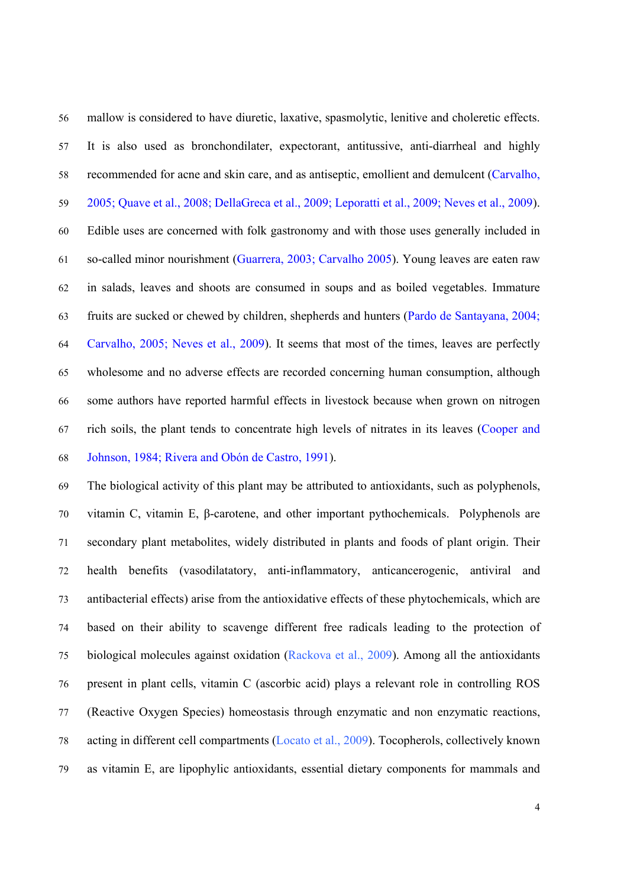mallow is considered to have diuretic, laxative, spasmolytic, lenitive and choleretic effects. It is also used as bronchondilater, expectorant, antitussive, anti-diarrheal and highly recommended for acne and skin care, and as antiseptic, emollient and demulcent (Carvalho, 2005; Quave et al., 2008; DellaGreca et al., 2009; Leporatti et al., 2009; Neves et al., 2009). Edible uses are concerned with folk gastronomy and with those uses generally included in so-called minor nourishment (Guarrera, 2003; Carvalho 2005). Young leaves are eaten raw in salads, leaves and shoots are consumed in soups and as boiled vegetables. Immature fruits are sucked or chewed by children, shepherds and hunters (Pardo de Santayana, 2004; Carvalho, 2005; Neves et al., 2009). It seems that most of the times, leaves are perfectly wholesome and no adverse effects are recorded concerning human consumption, although some authors have reported harmful effects in livestock because when grown on nitrogen rich soils, the plant tends to concentrate high levels of nitrates in its leaves (Cooper and Johnson, 1984; Rivera and Obón de Castro, 1991).

The biological activity of this plant may be attributed to antioxidants, such as polyphenols, vitamin C, vitamin E, β-carotene, and other important pythochemicals. Polyphenols are secondary plant metabolites, widely distributed in plants and foods of plant origin. Their health benefits (vasodilatatory, anti-inflammatory, anticancerogenic, antiviral and antibacterial effects) arise from the antioxidative effects of these phytochemicals, which are based on their ability to scavenge different free radicals leading to the protection of biological molecules against oxidation (Rackova et al., 2009). Among all the antioxidants present in plant cells, vitamin C (ascorbic acid) plays a relevant role in controlling ROS (Reactive Oxygen Species) homeostasis through enzymatic and non enzymatic reactions, acting in different cell compartments (Locato et al., 2009). Tocopherols, collectively known as vitamin E, are lipophylic antioxidants, essential dietary components for mammals and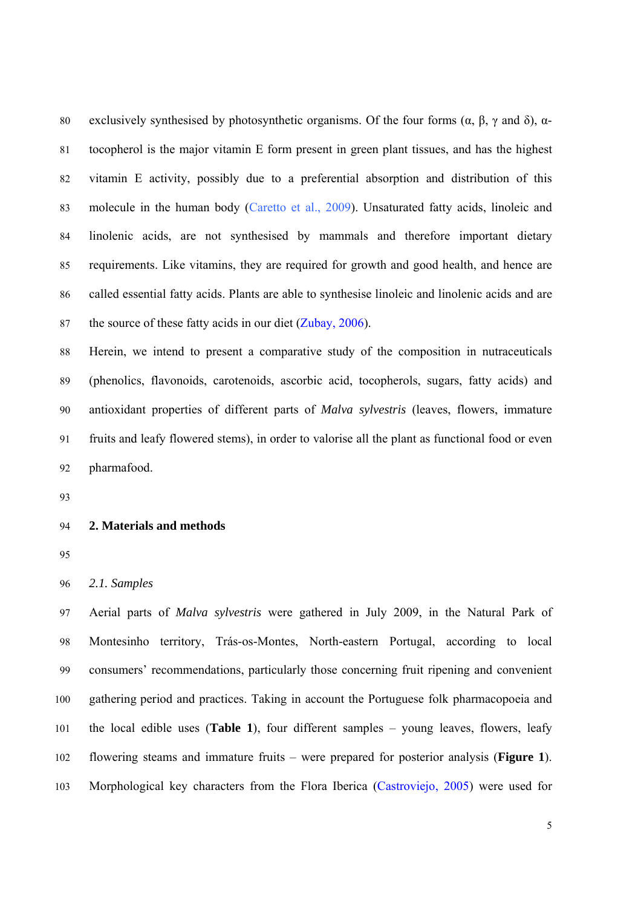exclusively synthesised by photosynthetic organisms. Of the four forms (α, β, γ and δ), α-tocopherol is the major vitamin E form present in green plant tissues, and has the highest vitamin E activity, possibly due to a preferential absorption and distribution of this molecule in the human body (Caretto et al., 2009). Unsaturated fatty acids, linoleic and linolenic acids, are not synthesised by mammals and therefore important dietary requirements. Like vitamins, they are required for growth and good health, and hence are called essential fatty acids. Plants are able to synthesise linoleic and linolenic acids and are the source of these fatty acids in our diet (Zubay, 2006).

Herein, we intend to present a comparative study of the composition in nutraceuticals (phenolics, flavonoids, carotenoids, ascorbic acid, tocopherols, sugars, fatty acids) and antioxidant properties of different parts of *Malva sylvestris* (leaves, flowers, immature fruits and leafy flowered stems), in order to valorise all the plant as functional food or even pharmafood.

## 2. Materials and methods

### *2.1. Samples*

Aerial parts of *Malva sylvestris* were gathered in July 2009, in the Natural Park of Montesinho territory, Trás-os-Montes, North-eastern Portugal, according to local consumers' recommendations, particularly those concerning fruit ripening and convenient gathering period and practices. Taking in account the Portuguese folk pharmacopoeia and the local edible uses (**Table 1**), four different samples – young leaves, flowers, leafy flowering steams and immature fruits – were prepared for posterior analysis (**Figure 1**). Morphological key characters from the Flora Iberica (Castroviejo, 2005) were used for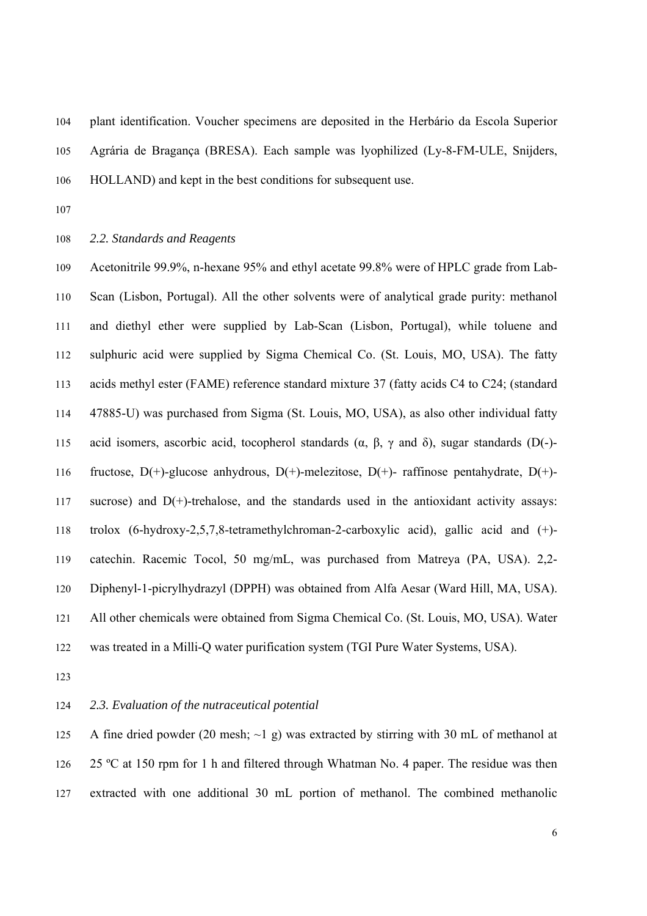plant identification. Voucher specimens are deposited in the Herbário da Escola Superior Agrária de Bragança (BRESA). Each sample was lyophilized (Ly-8-FM-ULE, Snijders, HOLLAND) and kept in the best conditions for subsequent use.

### *2.2. Standards and Reagents*

Acetonitrile 99.9%, n-hexane 95% and ethyl acetate 99.8% were of HPLC grade from Lab-Scan (Lisbon, Portugal). All the other solvents were of analytical grade purity: methanol and diethyl ether were supplied by Lab-Scan (Lisbon, Portugal), while toluene and sulphuric acid were supplied by Sigma Chemical Co. (St. Louis, MO, USA). The fatty acids methyl ester (FAME) reference standard mixture 37 (fatty acids C4 to C24; (standard 47885-U) was purchased from Sigma (St. Louis, MO, USA), as also other individual fatty acid isomers, ascorbic acid, tocopherol standards (α, β, γ and δ), sugar standards (D(-)-fructose, D(+)-glucose anhydrous, D(+)-melezitose, D(+)- raffinose pentahydrate, D(+)-sucrose) and D(+)-trehalose, and the standards used in the antioxidant activity assays: trolox (6-hydroxy-2,5,7,8-tetramethylchroman-2-carboxylic acid), gallic acid and (+)-catechin. Racemic Tocol, 50 mg/mL, was purchased from Matreya (PA, USA). 2,2-Diphenyl-1-picrylhydrazyl (DPPH) was obtained from Alfa Aesar (Ward Hill, MA, USA). All other chemicals were obtained from Sigma Chemical Co. (St. Louis, MO, USA). Water was treated in a Milli-Q water purification system (TGI Pure Water Systems, USA).

### *2.3. Evaluation of the nutraceutical potential*

A fine dried powder (20 mesh; ~1 g) was extracted by stirring with 30 mL of methanol at 25 ºC at 150 rpm for 1 h and filtered through Whatman No. 4 paper. The residue was then extracted with one additional 30 mL portion of methanol. The combined methanolic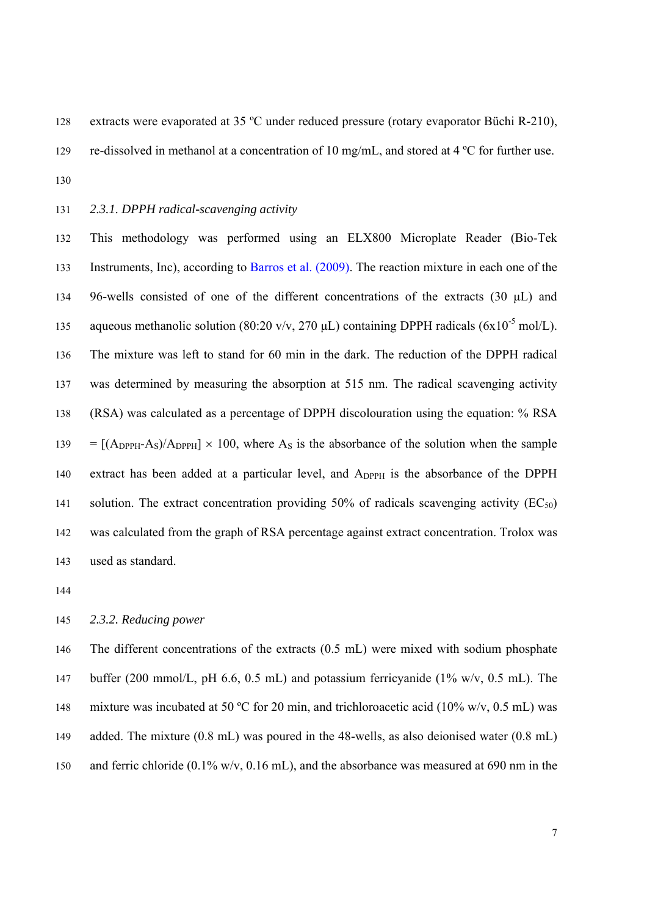extracts were evaporated at 35 ºC under reduced pressure (rotary evaporator Büchi R-210), re-dissolved in methanol at a concentration of 10 mg/mL, and stored at 4 ºC for further use.

### *2.3.1. DPPH radical-scavenging activity*

This methodology was performed using an ELX800 Microplate Reader (Bio-Tek Instruments, Inc), according to Barros et al. (2009). The reaction mixture in each one of the 96-wells consisted of one of the different concentrations of the extracts (30 μL) and aqueous methanolic solution (80:20 v/v, 270 μL) containing DPPH radicals ($6 \times 10^{-5}$ mol/L). The mixture was left to stand for 60 min in the dark. The reduction of the DPPH radical was determined by measuring the absorption at 515 nm. The radical scavenging activity (RSA) was calculated as a percentage of DPPH discolouration using the equation: % RSA $= [(A_{DPPH}-A_S)/A_{DPPH}] \times 100$, where $A_S$ is the absorbance of the solution when the sample extract has been added at a particular level, and $A_{DPPH}$ is the absorbance of the DPPH solution. The extract concentration providing 50% of radicals scavenging activity ($EC_{50}$) was calculated from the graph of RSA percentage against extract concentration. Trolox was used as standard.

### *2.3.2. Reducing power*

The different concentrations of the extracts (0.5 mL) were mixed with sodium phosphate buffer (200 mmol/L, pH 6.6, 0.5 mL) and potassium ferricyanide (1% w/v, 0.5 mL). The mixture was incubated at 50 ºC for 20 min, and trichloroacetic acid (10% w/v, 0.5 mL) was added. The mixture (0.8 mL) was poured in the 48-wells, as also deionised water (0.8 mL) and ferric chloride (0.1% w/v, 0.16 mL), and the absorbance was measured at 690 nm in the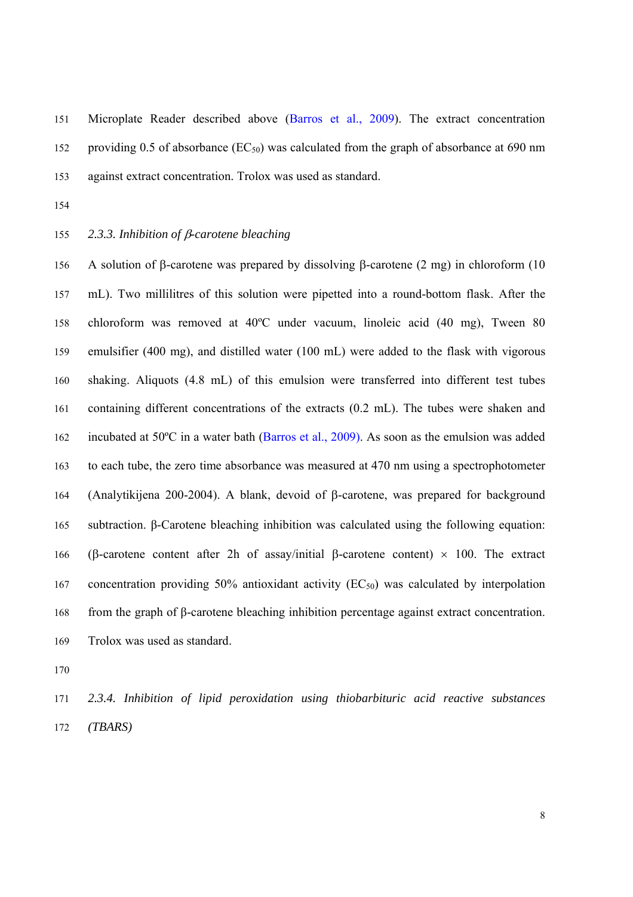Microplate Reader described above (Barros et al., 2009). The extract concentration providing 0.5 of absorbance ($EC_{50}$) was calculated from the graph of absorbance at 690 nm against extract concentration. Trolox was used as standard.

### *2.3.3. Inhibition of β-carotene bleaching*

A solution of β-carotene was prepared by dissolving β-carotene (2 mg) in chloroform (10 mL). Two millilitres of this solution were pipetted into a round-bottom flask. After the chloroform was removed at 40ºC under vacuum, linoleic acid (40 mg), Tween 80 emulsifier (400 mg), and distilled water (100 mL) were added to the flask with vigorous shaking. Aliquots (4.8 mL) of this emulsion were transferred into different test tubes containing different concentrations of the extracts (0.2 mL). The tubes were shaken and incubated at 50ºC in a water bath (Barros et al., 2009). As soon as the emulsion was added to each tube, the zero time absorbance was measured at 470 nm using a spectrophotometer (Analytikijena 200-2004). A blank, devoid of β-carotene, was prepared for background subtraction. β-Carotene bleaching inhibition was calculated using the following equation: (β-carotene content after 2h of assay/initial β-carotene content) × 100. The extract concentration providing 50% antioxidant activity ($EC_{50}$) was calculated by interpolation from the graph of β-carotene bleaching inhibition percentage against extract concentration. Trolox was used as standard.

### *2.3.4. Inhibition of lipid peroxidation using thiobarbituric acid reactive substances (TBARS)*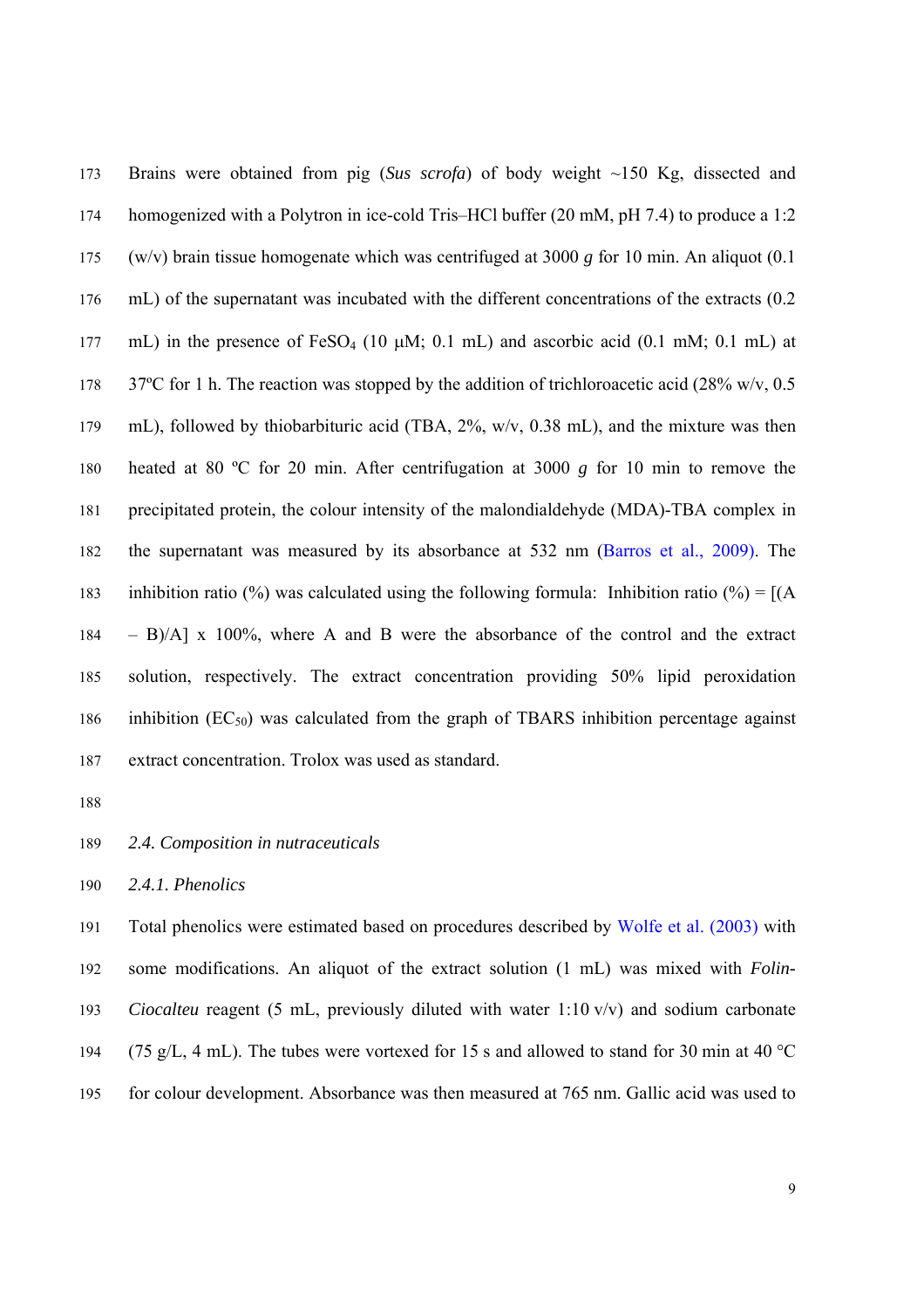Brains were obtained from pig (*Sus scrofa*) of body weight ~150 Kg, dissected and homogenized with a Polytron in ice-cold Tris–HCl buffer (20 mM, pH 7.4) to produce a 1:2 (w/v) brain tissue homogenate which was centrifuged at 3000 *g* for 10 min. An aliquot (0.1 mL) of the supernatant was incubated with the different concentrations of the extracts (0.2 mL) in the presence of $FeSO_4$ (10 μM; 0.1 mL) and ascorbic acid (0.1 mM; 0.1 mL) at 37ºC for 1 h. The reaction was stopped by the addition of trichloroacetic acid (28% w/v, 0.5 mL), followed by thiobarbituric acid (TBA, 2%, w/v, 0.38 mL), and the mixture was then heated at 80 ºC for 20 min. After centrifugation at 3000 *g* for 10 min to remove the precipitated protein, the colour intensity of the malondialdehyde (MDA)-TBA complex in the supernatant was measured by its absorbance at 532 nm (Barros et al., 2009). The inhibition ratio (%) was calculated using the following formula: Inhibition ratio (%) = $[(A - B)/A] \times 100\%$, where A and B were the absorbance of the control and the extract solution, respectively. The extract concentration providing 50% lipid peroxidation inhibition ($EC_{50}$) was calculated from the graph of TBARS inhibition percentage against extract concentration. Trolox was used as standard.

### *2.4. Composition in nutraceuticals*

#### *2.4.1. Phenolics*

Total phenolics were estimated based on procedures described by Wolfe et al. (2003) with some modifications. An aliquot of the extract solution (1 mL) was mixed with *Folin-Ciocalteu* reagent (5 mL, previously diluted with water 1:10 v/v) and sodium carbonate (75 g/L, 4 mL). The tubes were vortexed for 15 s and allowed to stand for 30 min at 40 °C for colour development. Absorbance was then measured at 765 nm. Gallic acid was used to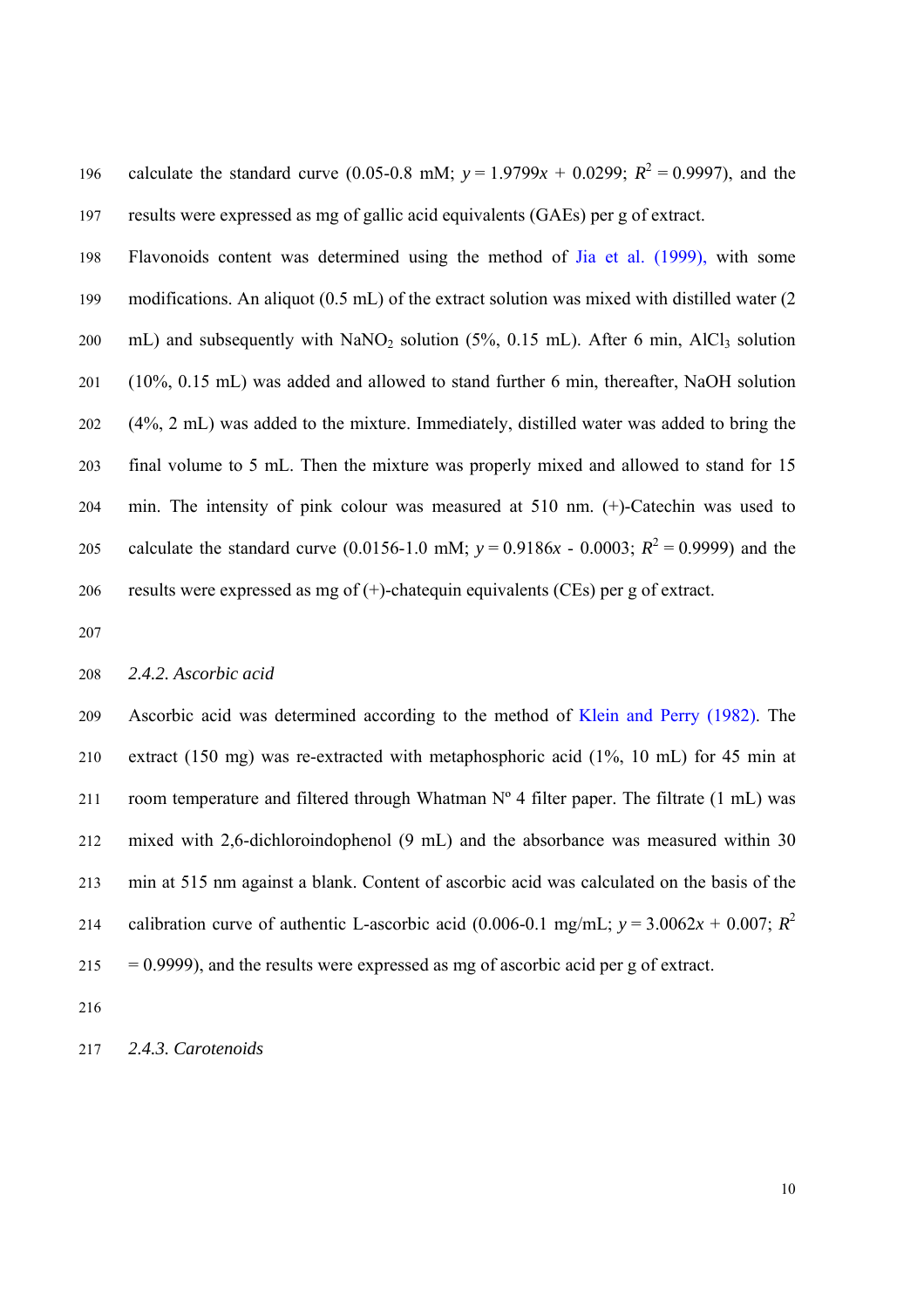calculate the standard curve (0.05-0.8 mM; $y = 1.9799x + 0.0299$; $R^2 = 0.9997$), and the results were expressed as mg of gallic acid equivalents (GAEs) per g of extract.

Flavonoids content was determined using the method of Jia et al. (1999), with some modifications. An aliquot (0.5 mL) of the extract solution was mixed with distilled water (2 mL) and subsequently with $NaNO_2$ solution (5%, 0.15 mL). After 6 min, $AlCl_3$ solution (10%, 0.15 mL) was added and allowed to stand further 6 min, thereafter, NaOH solution (4%, 2 mL) was added to the mixture. Immediately, distilled water was added to bring the final volume to 5 mL. Then the mixture was properly mixed and allowed to stand for 15 min. The intensity of pink colour was measured at 510 nm. (+)-Catechin was used to calculate the standard curve (0.0156-1.0 mM; $y = 0.9186x - 0.0003$; $R^2 = 0.9999$) and the results were expressed as mg of (+)-chatequin equivalents (CEs) per g of extract.

### *2.4.2. Ascorbic acid*

Ascorbic acid was determined according to the method of Klein and Perry (1982). The extract (150 mg) was re-extracted with metaphosphoric acid (1%, 10 mL) for 45 min at room temperature and filtered through Whatman Nº 4 filter paper. The filtrate (1 mL) was mixed with 2,6-dichloroindophenol (9 mL) and the absorbance was measured within 30 min at 515 nm against a blank. Content of ascorbic acid was calculated on the basis of the calibration curve of authentic L-ascorbic acid (0.006-0.1 mg/mL; $y = 3.0062x + 0.007$; $R^2 = 0.9999$), and the results were expressed as mg of ascorbic acid per g of extract.

### *2.4.3. Carotenoids*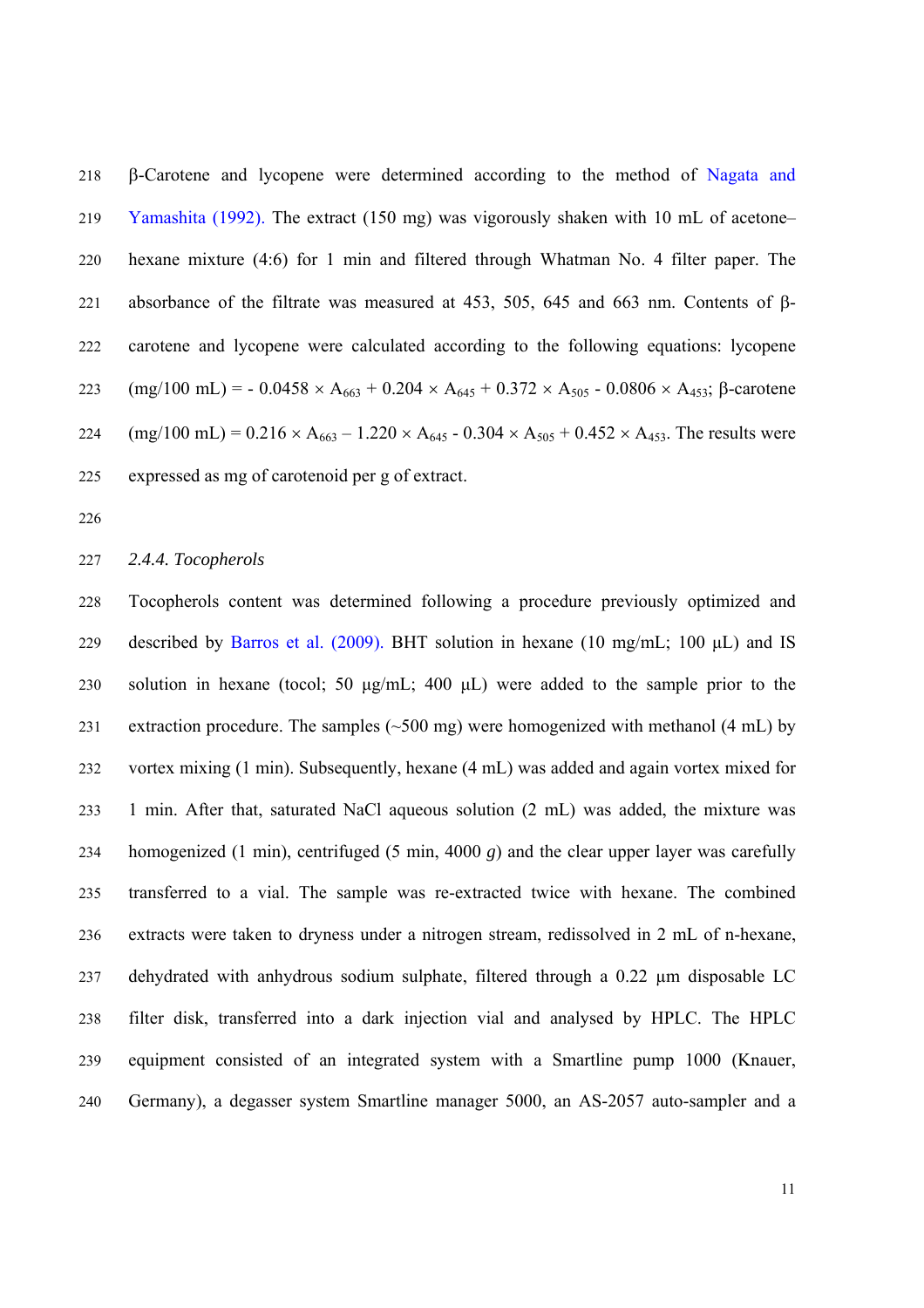β-Carotene and lycopene were determined according to the method of Nagata and Yamashita (1992). The extract (150 mg) was vigorously shaken with 10 mL of acetone–hexane mixture (4:6) for 1 min and filtered through Whatman No. 4 filter paper. The absorbance of the filtrate was measured at 453, 505, 645 and 663 nm. Contents of β-carotene and lycopene were calculated according to the following equations: lycopene (mg/100 mL) = $- 0.0458 \times A_{663} + 0.204 \times A_{645} + 0.372 \times A_{505} - 0.0806 \times A_{453}$; β-carotene (mg/100 mL) = $0.216 \times A_{663} – 1.220 \times A_{645} - 0.304 \times A_{505} + 0.452 \times A_{453}$. The results were expressed as mg of carotenoid per g of extract.

### 2.4.4. *Tocopherols*

Tocopherols content was determined following a procedure previously optimized and described by Barros et al. (2009). BHT solution in hexane (10 mg/mL; 100 μL) and IS solution in hexane (tocol; 50 μg/mL; 400 μL) were added to the sample prior to the extraction procedure. The samples (~500 mg) were homogenized with methanol (4 mL) by vortex mixing (1 min). Subsequently, hexane (4 mL) was added and again vortex mixed for 1 min. After that, saturated NaCl aqueous solution (2 mL) was added, the mixture was homogenized (1 min), centrifuged (5 min, 4000 *g*) and the clear upper layer was carefully transferred to a vial. The sample was re-extracted twice with hexane. The combined extracts were taken to dryness under a nitrogen stream, redissolved in 2 mL of n-hexane, dehydrated with anhydrous sodium sulphate, filtered through a 0.22 µm disposable LC filter disk, transferred into a dark injection vial and analysed by HPLC. The HPLC equipment consisted of an integrated system with a Smartline pump 1000 (Knauer, Germany), a degasser system Smartline manager 5000, an AS-2057 auto-sampler and a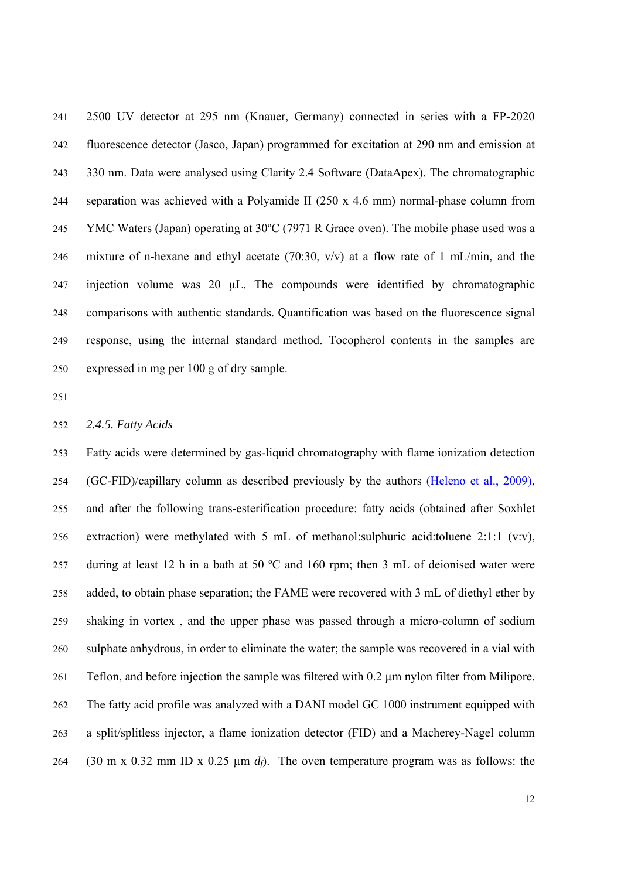2500 UV detector at 295 nm (Knauer, Germany) connected in series with a FP-2020 fluorescence detector (Jasco, Japan) programmed for excitation at 290 nm and emission at 330 nm. Data were analysed using Clarity 2.4 Software (DataApex). The chromatographic separation was achieved with a Polyamide II (250 x 4.6 mm) normal-phase column from YMC Waters (Japan) operating at 30ºC (7971 R Grace oven). The mobile phase used was a mixture of n-hexane and ethyl acetate (70:30, v/v) at a flow rate of 1 mL/min, and the injection volume was 20 µL. The compounds were identified by chromatographic comparisons with authentic standards. Quantification was based on the fluorescence signal response, using the internal standard method. Tocopherol contents in the samples are expressed in mg per 100 g of dry sample.

### *2.4.5. Fatty Acids*

Fatty acids were determined by gas-liquid chromatography with flame ionization detection (GC-FID)/capillary column as described previously by the authors (Heleno et al., 2009), and after the following trans-esterification procedure: fatty acids (obtained after Soxhlet extraction) were methylated with 5 mL of methanol:sulphuric acid:toluene 2:1:1 (v:v), during at least 12 h in a bath at 50 ºC and 160 rpm; then 3 mL of deionised water were added, to obtain phase separation; the FAME were recovered with 3 mL of diethyl ether by shaking in vortex , and the upper phase was passed through a micro-column of sodium sulphate anhydrous, in order to eliminate the water; the sample was recovered in a vial with Teflon, and before injection the sample was filtered with 0.2 µm nylon filter from Milipore. The fatty acid profile was analyzed with a DANI model GC 1000 instrument equipped with a split/splitless injector, a flame ionization detector (FID) and a Macherey-Nagel column (30 m x 0.32 mm ID x 0.25 µm $d_f$). The oven temperature program was as follows: the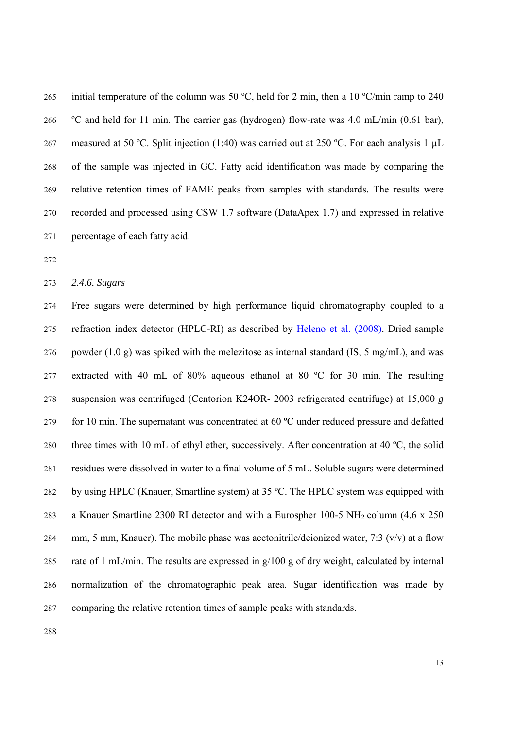initial temperature of the column was 50 ºC, held for 2 min, then a 10 ºC/min ramp to 240 ºC and held for 11 min. The carrier gas (hydrogen) flow-rate was 4.0 mL/min (0.61 bar), measured at 50 ºC. Split injection (1:40) was carried out at 250 ºC. For each analysis 1 μL of the sample was injected in GC. Fatty acid identification was made by comparing the relative retention times of FAME peaks from samples with standards. The results were recorded and processed using CSW 1.7 software (DataApex 1.7) and expressed in relative percentage of each fatty acid.

### *2.4.6. Sugars*

Free sugars were determined by high performance liquid chromatography coupled to a refraction index detector (HPLC-RI) as described by Heleno et al. (2008). Dried sample powder (1.0 g) was spiked with the melezitose as internal standard (IS, 5 mg/mL), and was extracted with 40 mL of 80% aqueous ethanol at 80 ºC for 30 min. The resulting suspension was centrifuged (Centorion K24OR- 2003 refrigerated centrifuge) at 15,000 *g* for 10 min. The supernatant was concentrated at 60 ºC under reduced pressure and defatted three times with 10 mL of ethyl ether, successively. After concentration at 40 ºC, the solid residues were dissolved in water to a final volume of 5 mL. Soluble sugars were determined by using HPLC (Knauer, Smartline system) at 35 ºC. The HPLC system was equipped with a Knauer Smartline 2300 RI detector and with a Eurospher 100-5 $NH_2$ column (4.6 x 250 mm, 5 mm, Knauer). The mobile phase was acetonitrile/deionized water, 7:3 (v/v) at a flow rate of 1 mL/min. The results are expressed in g/100 g of dry weight, calculated by internal normalization of the chromatographic peak area. Sugar identification was made by comparing the relative retention times of sample peaks with standards.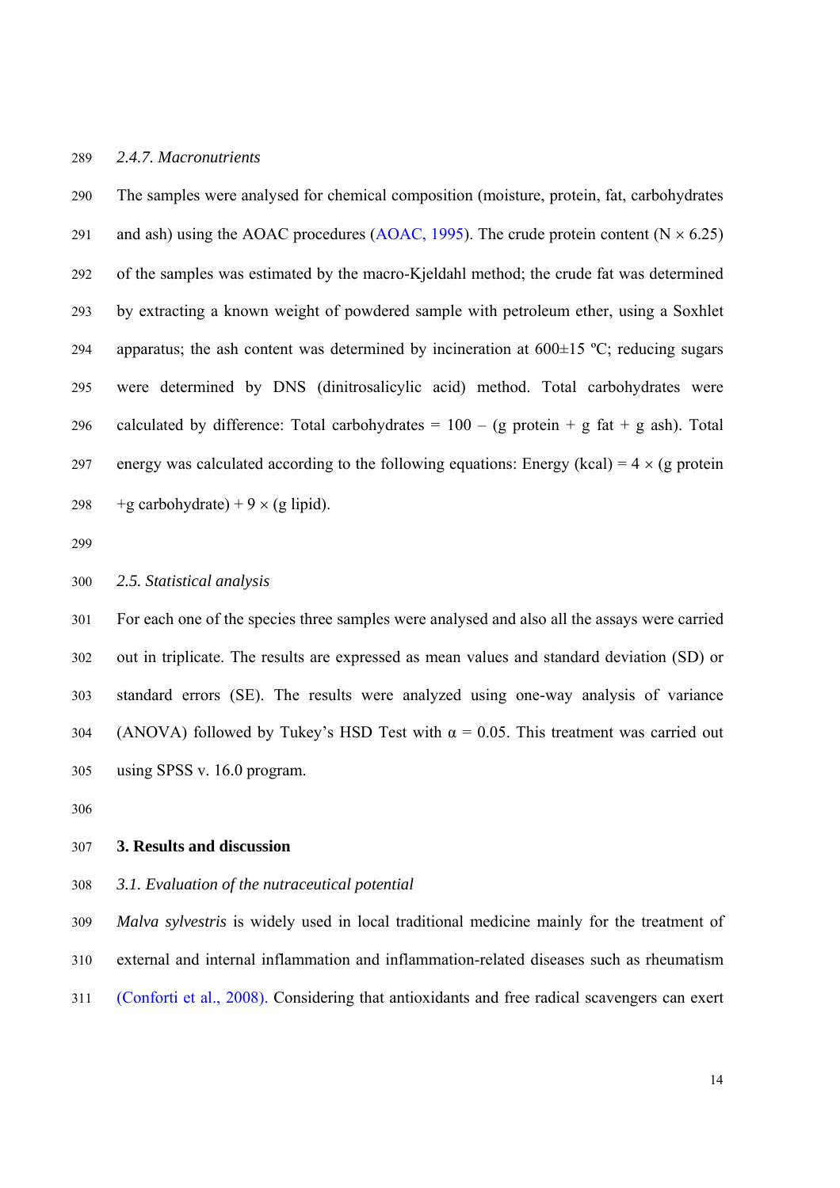### *2.4.7. Macronutrients*

The samples were analysed for chemical composition (moisture, protein, fat, carbohydrates and ash) using the AOAC procedures (AOAC, 1995). The crude protein content ($N \times 6.25$) of the samples was estimated by the macro-Kjeldahl method; the crude fat was determined by extracting a known weight of powdered sample with petroleum ether, using a Soxhlet apparatus; the ash content was determined by incineration at 600±15 ºC; reducing sugars were determined by DNS (dinitrosalicylic acid) method. Total carbohydrates were calculated by difference: Total carbohydrates = 100 – (g protein + g fat + g ash). Total energy was calculated according to the following equations: Energy (kcal) = $4 \times$ (g protein +g carbohydrate) + $9 \times$ (g lipid).

## *2.5. Statistical analysis*

For each one of the species three samples were analysed and also all the assays were carried out in triplicate. The results are expressed as mean values and standard deviation (SD) or standard errors (SE). The results were analyzed using one-way analysis of variance (ANOVA) followed by Tukey's HSD Test with $\alpha = 0.05$. This treatment was carried out using SPSS v. 16.0 program.

# **3. Results and discussion**

## *3.1. Evaluation of the nutraceutical potential*

*Malva sylvestris* is widely used in local traditional medicine mainly for the treatment of external and internal inflammation and inflammation-related diseases such as rheumatism (Conforti et al., 2008). Considering that antioxidants and free radical scavengers can exert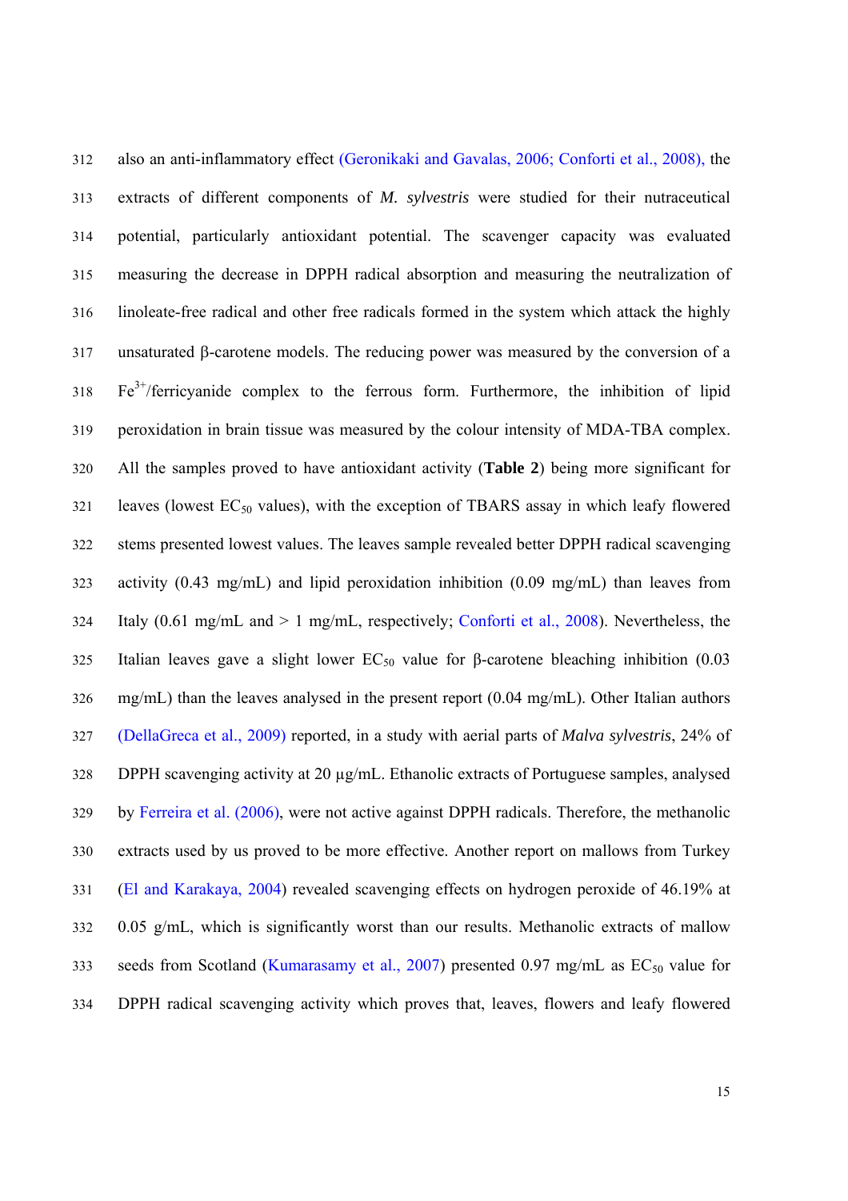also an anti-inflammatory effect (Geronikaki and Gavalas, 2006; Conforti et al., 2008), the extracts of different components of *M. sylvestris* were studied for their nutraceutical potential, particularly antioxidant potential. The scavenger capacity was evaluated measuring the decrease in DPPH radical absorption and measuring the neutralization of linoleate-free radical and other free radicals formed in the system which attack the highly unsaturated β-carotene models. The reducing power was measured by the conversion of a $Fe^{3+}$/ferricyanide complex to the ferrous form. Furthermore, the inhibition of lipid peroxidation in brain tissue was measured by the colour intensity of MDA-TBA complex. All the samples proved to have antioxidant activity (**Table 2**) being more significant for leaves (lowest $EC_{50}$ values), with the exception of TBARS assay in which leafy flowered stems presented lowest values. The leaves sample revealed better DPPH radical scavenging activity (0.43 mg/mL) and lipid peroxidation inhibition (0.09 mg/mL) than leaves from Italy (0.61 mg/mL and > 1 mg/mL, respectively; Conforti et al., 2008). Nevertheless, the Italian leaves gave a slight lower $EC_{50}$ value for β-carotene bleaching inhibition (0.03 mg/mL) than the leaves analysed in the present report (0.04 mg/mL). Other Italian authors (DellaGreca et al., 2009) reported, in a study with aerial parts of *Malva sylvestris*, 24% of DPPH scavenging activity at 20 µg/mL. Ethanolic extracts of Portuguese samples, analysed by Ferreira et al. (2006), were not active against DPPH radicals. Therefore, the methanolic extracts used by us proved to be more effective. Another report on mallows from Turkey (El and Karakaya, 2004) revealed scavenging effects on hydrogen peroxide of 46.19% at 0.05 g/mL, which is significantly worst than our results. Methanolic extracts of mallow seeds from Scotland (Kumarasamy et al., 2007) presented 0.97 mg/mL as $EC_{50}$ value for DPPH radical scavenging activity which proves that, leaves, flowers and leafy flowered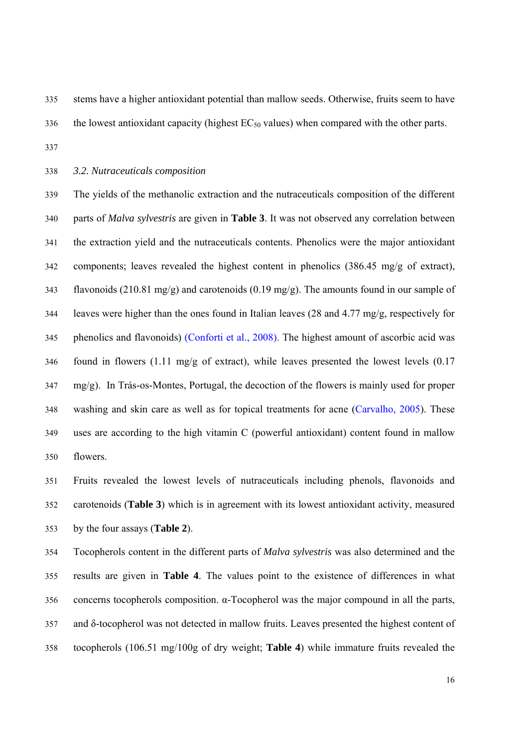stems have a higher antioxidant potential than mallow seeds. Otherwise, fruits seem to have the lowest antioxidant capacity (highest $EC_{50}$ values) when compared with the other parts.

### *3.2. Nutraceuticals composition*

The yields of the methanolic extraction and the nutraceuticals composition of the different parts of *Malva sylvestris* are given in **Table 3**. It was not observed any correlation between the extraction yield and the nutraceuticals contents. Phenolics were the major antioxidant components; leaves revealed the highest content in phenolics (386.45 mg/g of extract), flavonoids (210.81 mg/g) and carotenoids (0.19 mg/g). The amounts found in our sample of leaves were higher than the ones found in Italian leaves (28 and 4.77 mg/g, respectively for phenolics and flavonoids) (Conforti et al., 2008). The highest amount of ascorbic acid was found in flowers (1.11 mg/g of extract), while leaves presented the lowest levels (0.17 mg/g). In Trás-os-Montes, Portugal, the decoction of the flowers is mainly used for proper washing and skin care as well as for topical treatments for acne (Carvalho, 2005). These uses are according to the high vitamin C (powerful antioxidant) content found in mallow flowers.

Fruits revealed the lowest levels of nutraceuticals including phenols, flavonoids and carotenoids (**Table 3**) which is in agreement with its lowest antioxidant activity, measured by the four assays (**Table 2**).

Tocopherols content in the different parts of *Malva sylvestris* was also determined and the results are given in **Table 4**. The values point to the existence of differences in what concerns tocopherols composition. α-Tocopherol was the major compound in all the parts, and δ-tocopherol was not detected in mallow fruits. Leaves presented the highest content of tocopherols (106.51 mg/100g of dry weight; **Table 4**) while immature fruits revealed the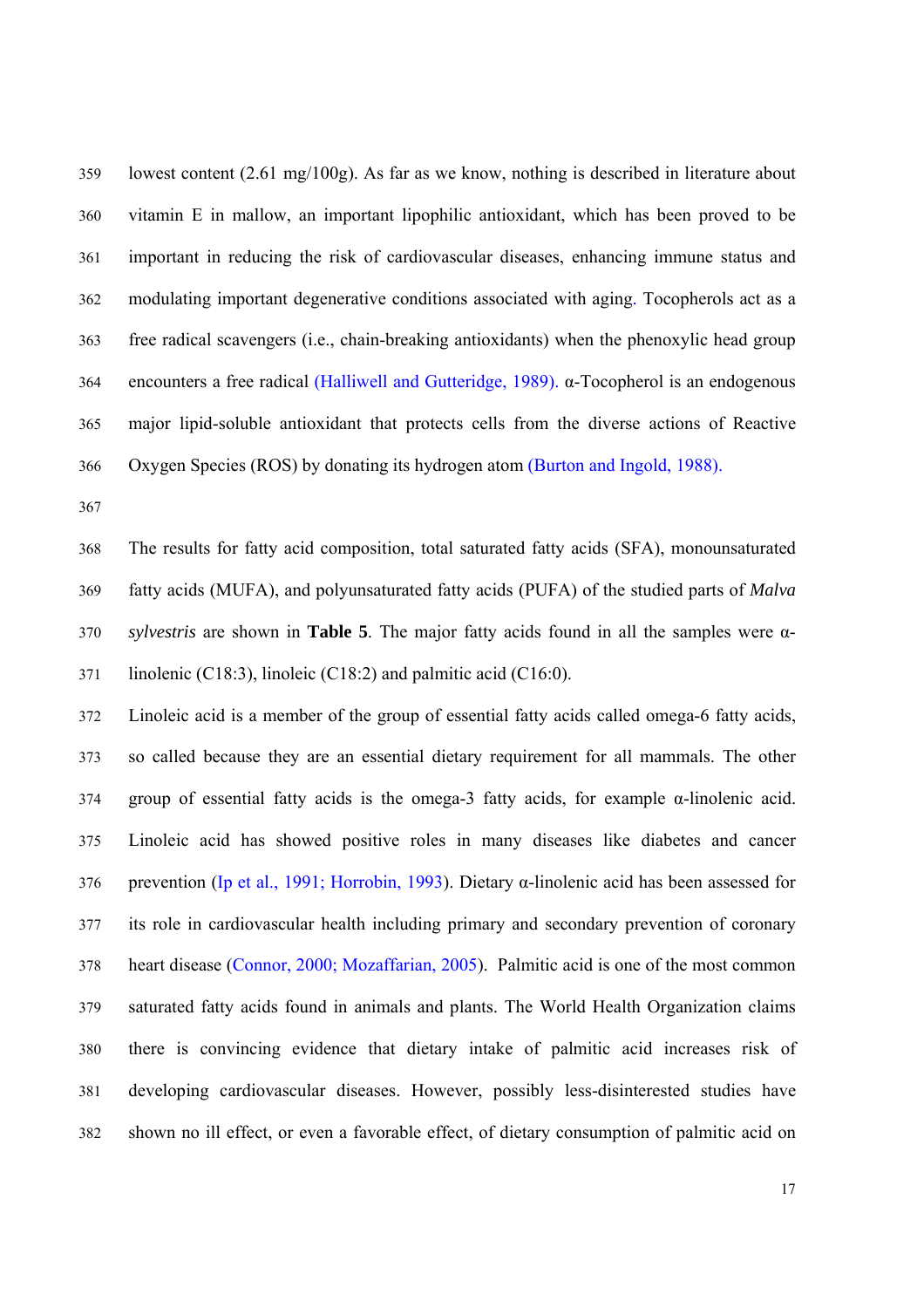lowest content (2.61 mg/100g). As far as we know, nothing is described in literature about vitamin E in mallow, an important lipophilic antioxidant, which has been proved to be important in reducing the risk of cardiovascular diseases, enhancing immune status and modulating important degenerative conditions associated with aging. Tocopherols act as a free radical scavengers (i.e., chain-breaking antioxidants) when the phenoxylic head group encounters a free radical (Halliwell and Gutteridge, 1989). α-Tocopherol is an endogenous major lipid-soluble antioxidant that protects cells from the diverse actions of Reactive Oxygen Species (ROS) by donating its hydrogen atom (Burton and Ingold, 1988).

The results for fatty acid composition, total saturated fatty acids (SFA), monounsaturated fatty acids (MUFA), and polyunsaturated fatty acids (PUFA) of the studied parts of *Malva sylvestris* are shown in **Table 5**. The major fatty acids found in all the samples were α-linolenic (C18:3), linoleic (C18:2) and palmitic acid (C16:0).

Linoleic acid is a member of the group of essential fatty acids called omega-6 fatty acids, so called because they are an essential dietary requirement for all mammals. The other group of essential fatty acids is the omega-3 fatty acids, for example α-linolenic acid. Linoleic acid has showed positive roles in many diseases like diabetes and cancer prevention (Ip et al., 1991; Horrobin, 1993). Dietary α-linolenic acid has been assessed for its role in cardiovascular health including primary and secondary prevention of coronary heart disease (Connor, 2000; Mozaffarian, 2005). Palmitic acid is one of the most common saturated fatty acids found in animals and plants. The World Health Organization claims there is convincing evidence that dietary intake of palmitic acid increases risk of developing cardiovascular diseases. However, possibly less-disinterested studies have shown no ill effect, or even a favorable effect, of dietary consumption of palmitic acid on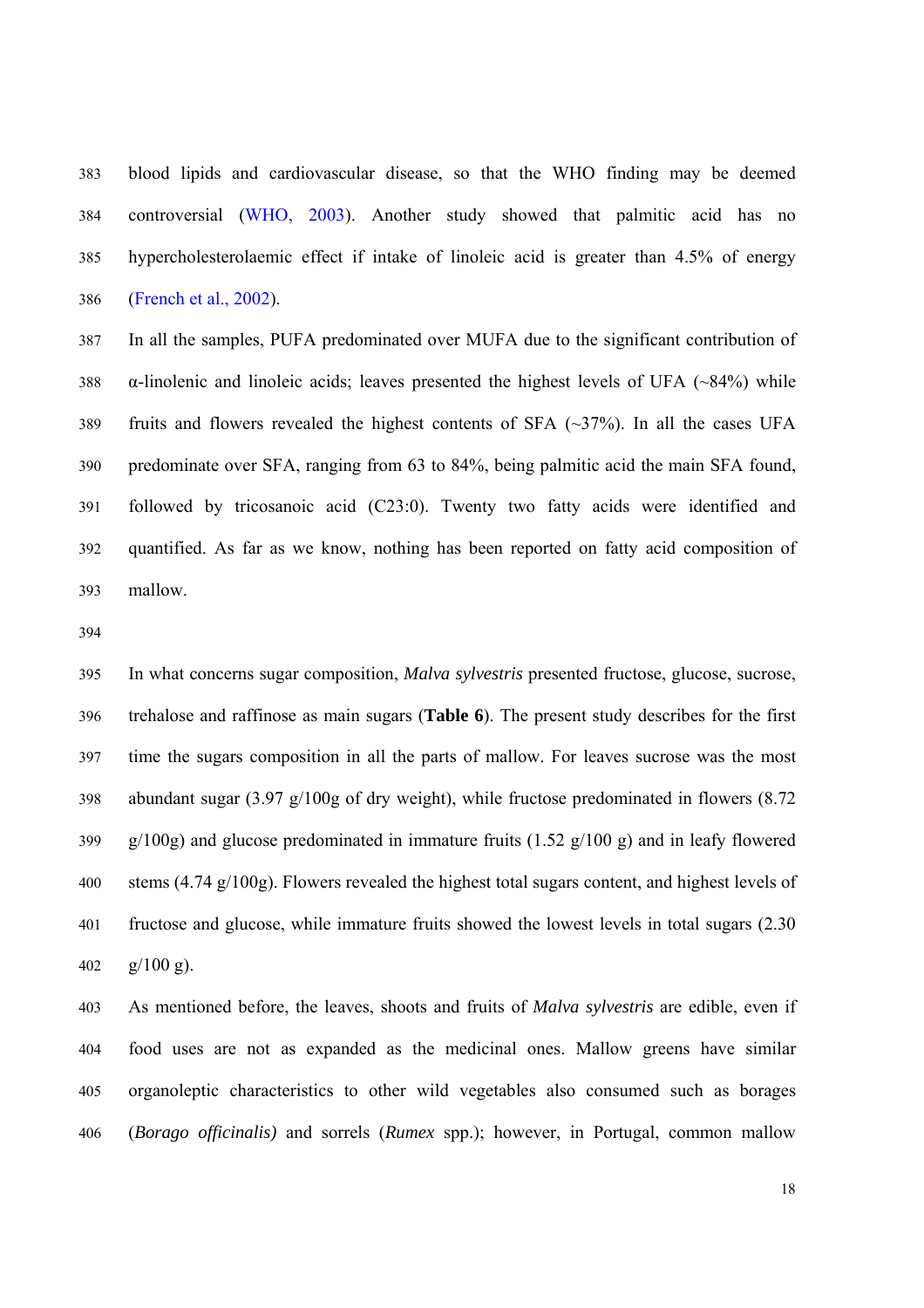blood lipids and cardiovascular disease, so that the WHO finding may be deemed controversial (WHO, 2003). Another study showed that palmitic acid has no hypercholesterolaemic effect if intake of linoleic acid is greater than 4.5% of energy (French et al., 2002).

In all the samples, PUFA predominated over MUFA due to the significant contribution of α-linolenic and linoleic acids; leaves presented the highest levels of UFA (~84%) while fruits and flowers revealed the highest contents of SFA (~37%). In all the cases UFA predominate over SFA, ranging from 63 to 84%, being palmitic acid the main SFA found, followed by tricosanoic acid (C23:0). Twenty two fatty acids were identified and quantified. As far as we know, nothing has been reported on fatty acid composition of mallow.

In what concerns sugar composition, *Malva sylvestris* presented fructose, glucose, sucrose, trehalose and raffinose as main sugars (**Table 6**). The present study describes for the first time the sugars composition in all the parts of mallow. For leaves sucrose was the most abundant sugar (3.97 g/100g of dry weight), while fructose predominated in flowers (8.72 g/100g) and glucose predominated in immature fruits (1.52 g/100 g) and in leafy flowered stems (4.74 g/100g). Flowers revealed the highest total sugars content, and highest levels of fructose and glucose, while immature fruits showed the lowest levels in total sugars (2.30 g/100 g).

As mentioned before, the leaves, shoots and fruits of *Malva sylvestris* are edible, even if food uses are not as expanded as the medicinal ones. Mallow greens have similar organoleptic characteristics to other wild vegetables also consumed such as borages (*Borago officinalis)* and sorrels (*Rumex* spp.); however, in Portugal, common mallow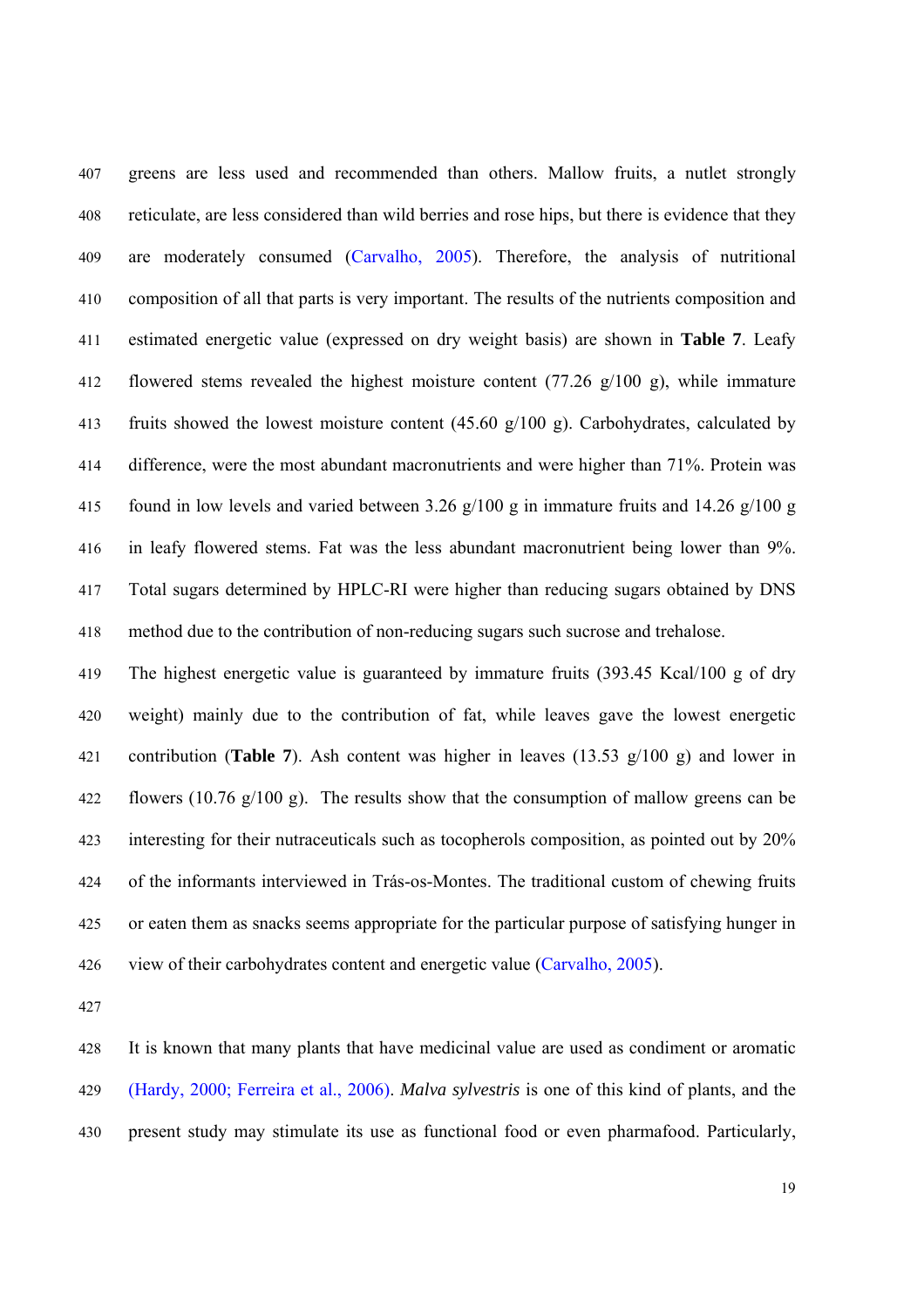greens are less used and recommended than others. Mallow fruits, a nutlet strongly reticulate, are less considered than wild berries and rose hips, but there is evidence that they are moderately consumed (Carvalho, 2005). Therefore, the analysis of nutritional composition of all that parts is very important. The results of the nutrients composition and estimated energetic value (expressed on dry weight basis) are shown in **Table 7**. Leafy flowered stems revealed the highest moisture content (77.26 g/100 g), while immature fruits showed the lowest moisture content (45.60 g/100 g). Carbohydrates, calculated by difference, were the most abundant macronutrients and were higher than 71%. Protein was found in low levels and varied between 3.26 g/100 g in immature fruits and 14.26 g/100 g in leafy flowered stems. Fat was the less abundant macronutrient being lower than 9%. Total sugars determined by HPLC-RI were higher than reducing sugars obtained by DNS method due to the contribution of non-reducing sugars such sucrose and trehalose.

The highest energetic value is guaranteed by immature fruits (393.45 Kcal/100 g of dry weight) mainly due to the contribution of fat, while leaves gave the lowest energetic contribution (**Table 7**). Ash content was higher in leaves (13.53 g/100 g) and lower in flowers (10.76 g/100 g). The results show that the consumption of mallow greens can be interesting for their nutraceuticals such as tocopherols composition, as pointed out by 20% of the informants interviewed in Trás-os-Montes. The traditional custom of chewing fruits or eaten them as snacks seems appropriate for the particular purpose of satisfying hunger in view of their carbohydrates content and energetic value (Carvalho, 2005).

It is known that many plants that have medicinal value are used as condiment or aromatic (Hardy, 2000; Ferreira et al., 2006). *Malva sylvestris* is one of this kind of plants, and the present study may stimulate its use as functional food or even pharmafood. Particularly,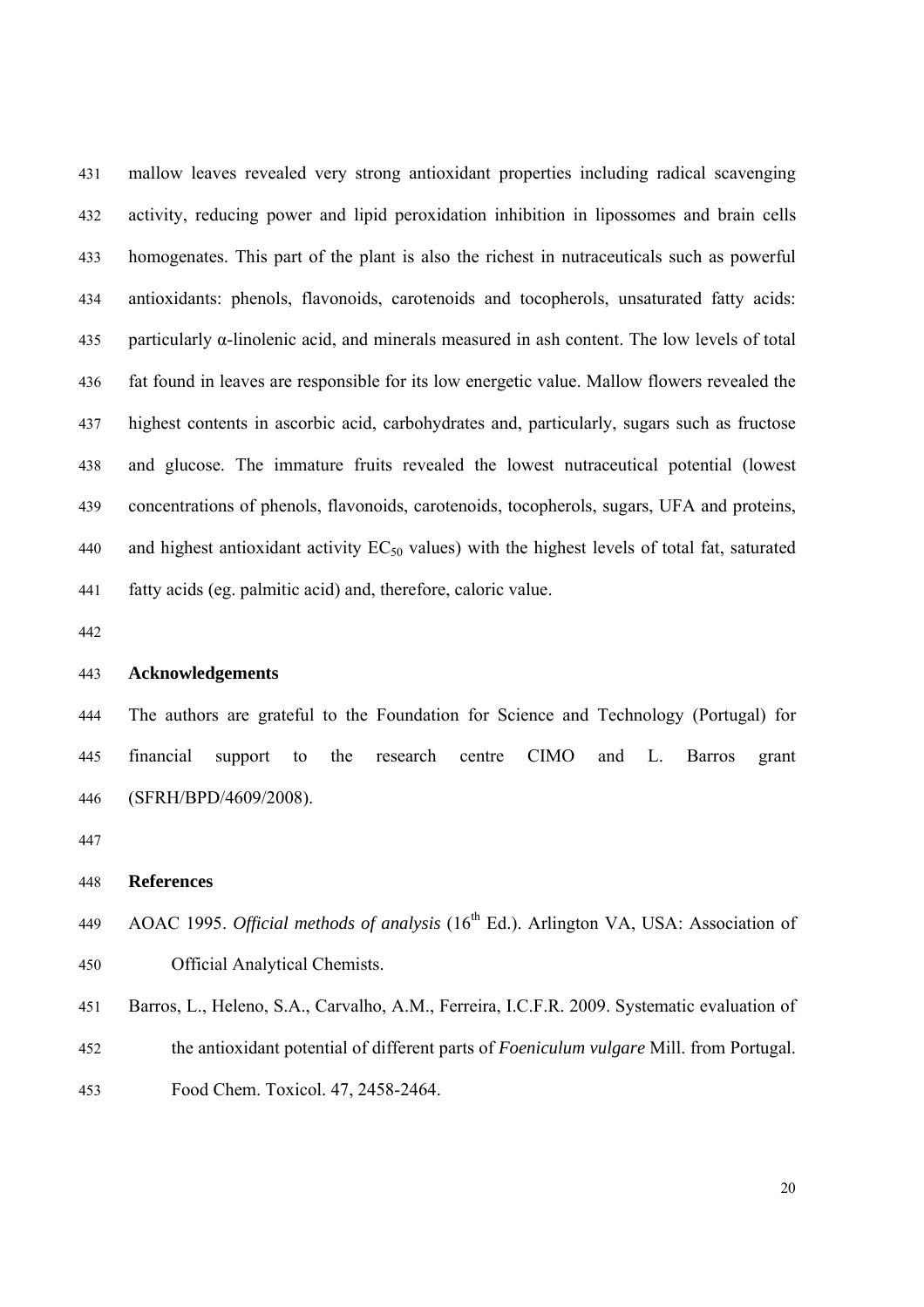mallow leaves revealed very strong antioxidant properties including radical scavenging activity, reducing power and lipid peroxidation inhibition in lipossomes and brain cells homogenates. This part of the plant is also the richest in nutraceuticals such as powerful antioxidants: phenols, flavonoids, carotenoids and tocopherols, unsaturated fatty acids: particularly α-linolenic acid, and minerals measured in ash content. The low levels of total fat found in leaves are responsible for its low energetic value. Mallow flowers revealed the highest contents in ascorbic acid, carbohydrates and, particularly, sugars such as fructose and glucose. The immature fruits revealed the lowest nutraceutical potential (lowest concentrations of phenols, flavonoids, carotenoids, tocopherols, sugars, UFA and proteins, and highest antioxidant activity $EC_{50}$ values) with the highest levels of total fat, saturated fatty acids (eg. palmitic acid) and, therefore, caloric value.

## Acknowledgements

The authors are grateful to the Foundation for Science and Technology (Portugal) for financial support to the research centre CIMO and L. Barros grant (SFRH/BPD/4609/2008).

## References

AOAC 1995. *Official methods of analysis* ($16^{th}$ Ed.). Arlington VA, USA: Association of Official Analytical Chemists.

Barros, L., Heleno, S.A., Carvalho, A.M., Ferreira, I.C.F.R. 2009. Systematic evaluation of the antioxidant potential of different parts of *Foeniculum vulgare* Mill. from Portugal. Food Chem. Toxicol. 47, 2458-2464.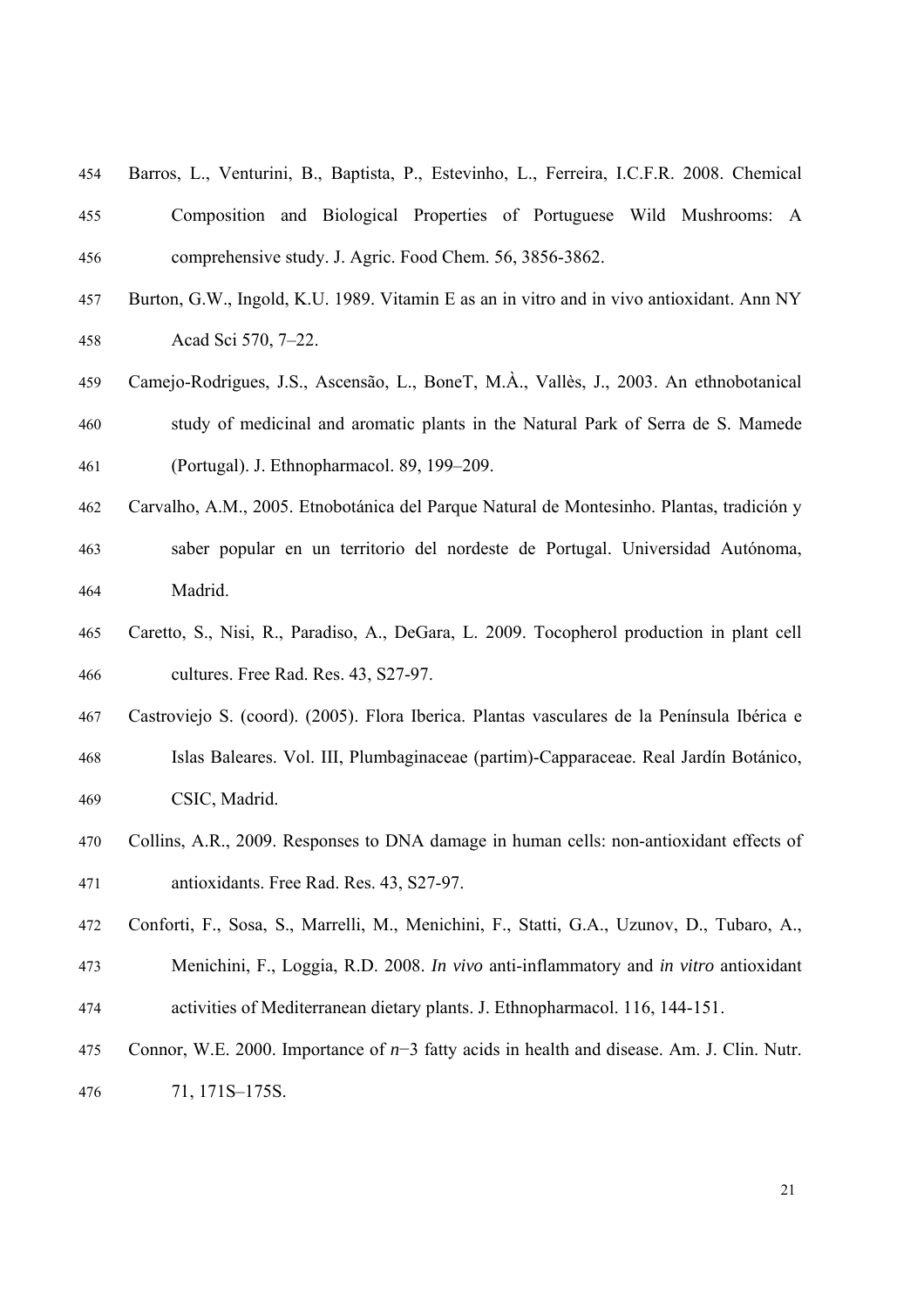Barros, L., Venturini, B., Baptista, P., Estevinho, L., Ferreira, I.C.F.R. 2008. Chemical Composition and Biological Properties of Portuguese Wild Mushrooms: A comprehensive study. J. Agric. Food Chem. 56, 3856-3862.

Burton, G.W., Ingold, K.U. 1989. Vitamin E as an in vitro and in vivo antioxidant. Ann NY Acad Sci 570, 7–22.

Camejo-Rodrigues, J.S., Ascensão, L., BoneT, M.À., Vallès, J., 2003. An ethnobotanical study of medicinal and aromatic plants in the Natural Park of Serra de S. Mamede (Portugal). J. Ethnopharmacol. 89, 199–209.

Carvalho, A.M., 2005. Etnobotánica del Parque Natural de Montesinho. Plantas, tradición y saber popular en un territorio del nordeste de Portugal. Universidad Autónoma, Madrid.

Caretto, S., Nisi, R., Paradiso, A., DeGara, L. 2009. Tocopherol production in plant cell cultures. Free Rad. Res. 43, S27-97.

Castroviejo S. (coord). (2005). Flora Iberica. Plantas vasculares de la Península Ibérica e Islas Baleares. Vol. III, Plumbaginaceae (partim)-Capparaceae. Real Jardín Botánico, CSIC, Madrid.

Collins, A.R., 2009. Responses to DNA damage in human cells: non-antioxidant effects of antioxidants. Free Rad. Res. 43, S27-97.

Conforti, F., Sosa, S., Marrelli, M., Menichini, F., Statti, G.A., Uzunov, D., Tubaro, A., Menichini, F., Loggia, R.D. 2008. *In vivo* anti-inflammatory and *in vitro* antioxidant activities of Mediterranean dietary plants. J. Ethnopharmacol. 116, 144-151.

Connor, W.E. 2000. Importance of *n*−3 fatty acids in health and disease. Am. J. Clin. Nutr. 71, 171S–175S.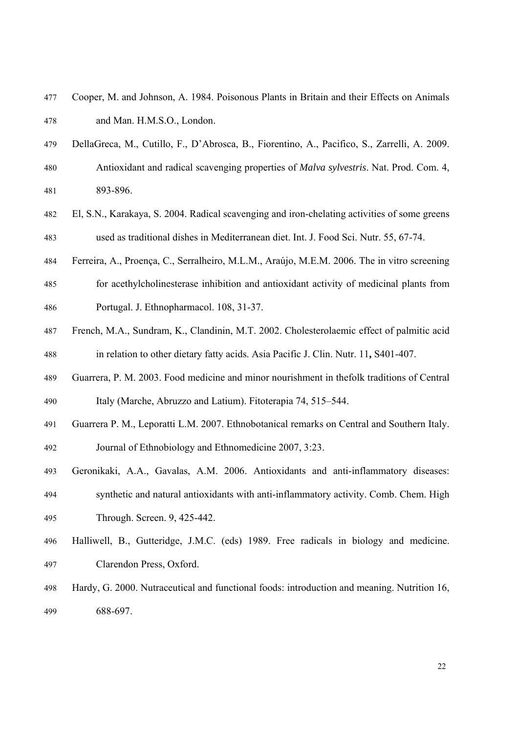Cooper, M. and Johnson, A. 1984. Poisonous Plants in Britain and their Effects on Animals and Man. H.M.S.O., London.

DellaGreca, M., Cutillo, F., D'Abrosca, B., Fiorentino, A., Pacifico, S., Zarrelli, A. 2009. Antioxidant and radical scavenging properties of *Malva sylvestris*. Nat. Prod. Com. 4, 893-896.

El, S.N., Karakaya, S. 2004. Radical scavenging and iron-chelating activities of some greens used as traditional dishes in Mediterranean diet. Int. J. Food Sci. Nutr. 55, 67-74.

Ferreira, A., Proença, C., Serralheiro, M.L.M., Araújo, M.E.M. 2006. The in vitro screening for acethylcholinesterase inhibition and antioxidant activity of medicinal plants from Portugal. J. Ethnopharmacol. 108, 31-37.

French, M.A., Sundram, K., Clandinin, M.T. 2002. Cholesterolaemic effect of palmitic acid in relation to other dietary fatty acids. Asia Pacific J. Clin. Nutr. 11**,** S401-407.

Guarrera, P. M. 2003. Food medicine and minor nourishment in thefolk traditions of Central Italy (Marche, Abruzzo and Latium). Fitoterapia 74, 515–544.

Guarrera P. M., Leporatti L.M. 2007. Ethnobotanical remarks on Central and Southern Italy. Journal of Ethnobiology and Ethnomedicine 2007, 3:23.

Geronikaki, A.A., Gavalas, A.M. 2006. Antioxidants and anti-inflammatory diseases: synthetic and natural antioxidants with anti-inflammatory activity. Comb. Chem. High Through. Screen. 9, 425-442.

Halliwell, B., Gutteridge, J.M.C. (eds) 1989. Free radicals in biology and medicine. Clarendon Press, Oxford.

Hardy, G. 2000. Nutraceutical and functional foods: introduction and meaning. Nutrition 16, 688-697.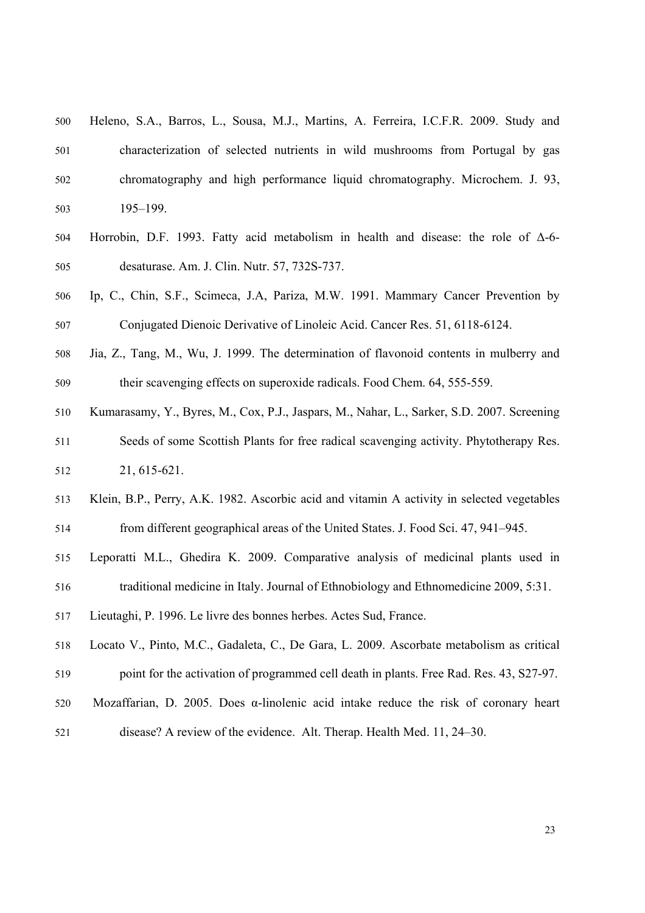Heleno, S.A., Barros, L., Sousa, M.J., Martins, A. Ferreira, I.C.F.R. 2009. Study and characterization of selected nutrients in wild mushrooms from Portugal by gas chromatography and high performance liquid chromatography. Microchem. J. 93, 195–199.

Horrobin, D.F. 1993. Fatty acid metabolism in health and disease: the role of Δ-6-desaturase. Am. J. Clin. Nutr. 57, 732S-737.

Ip, C., Chin, S.F., Scimeca, J.A, Pariza, M.W. 1991. Mammary Cancer Prevention by Conjugated Dienoic Derivative of Linoleic Acid. Cancer Res. 51, 6118-6124.

Jia, Z., Tang, M., Wu, J. 1999. The determination of flavonoid contents in mulberry and their scavenging effects on superoxide radicals. Food Chem. 64, 555-559.

Kumarasamy, Y., Byres, M., Cox, P.J., Jaspars, M., Nahar, L., Sarker, S.D. 2007. Screening Seeds of some Scottish Plants for free radical scavenging activity. Phytotherapy Res. 21, 615-621.

Klein, B.P., Perry, A.K. 1982. Ascorbic acid and vitamin A activity in selected vegetables from different geographical areas of the United States. J. Food Sci. 47, 941–945.

Leporatti M.L., Ghedira K. 2009. Comparative analysis of medicinal plants used in traditional medicine in Italy. Journal of Ethnobiology and Ethnomedicine 2009, 5:31.

Lieutaghi, P. 1996. Le livre des bonnes herbes. Actes Sud, France.

Locato V., Pinto, M.C., Gadaleta, C., De Gara, L. 2009. Ascorbate metabolism as critical point for the activation of programmed cell death in plants. Free Rad. Res. 43, S27-97.

Mozaffarian, D. 2005. Does α-linolenic acid intake reduce the risk of coronary heart disease? A review of the evidence. Alt. Therap. Health Med. 11, 24–30.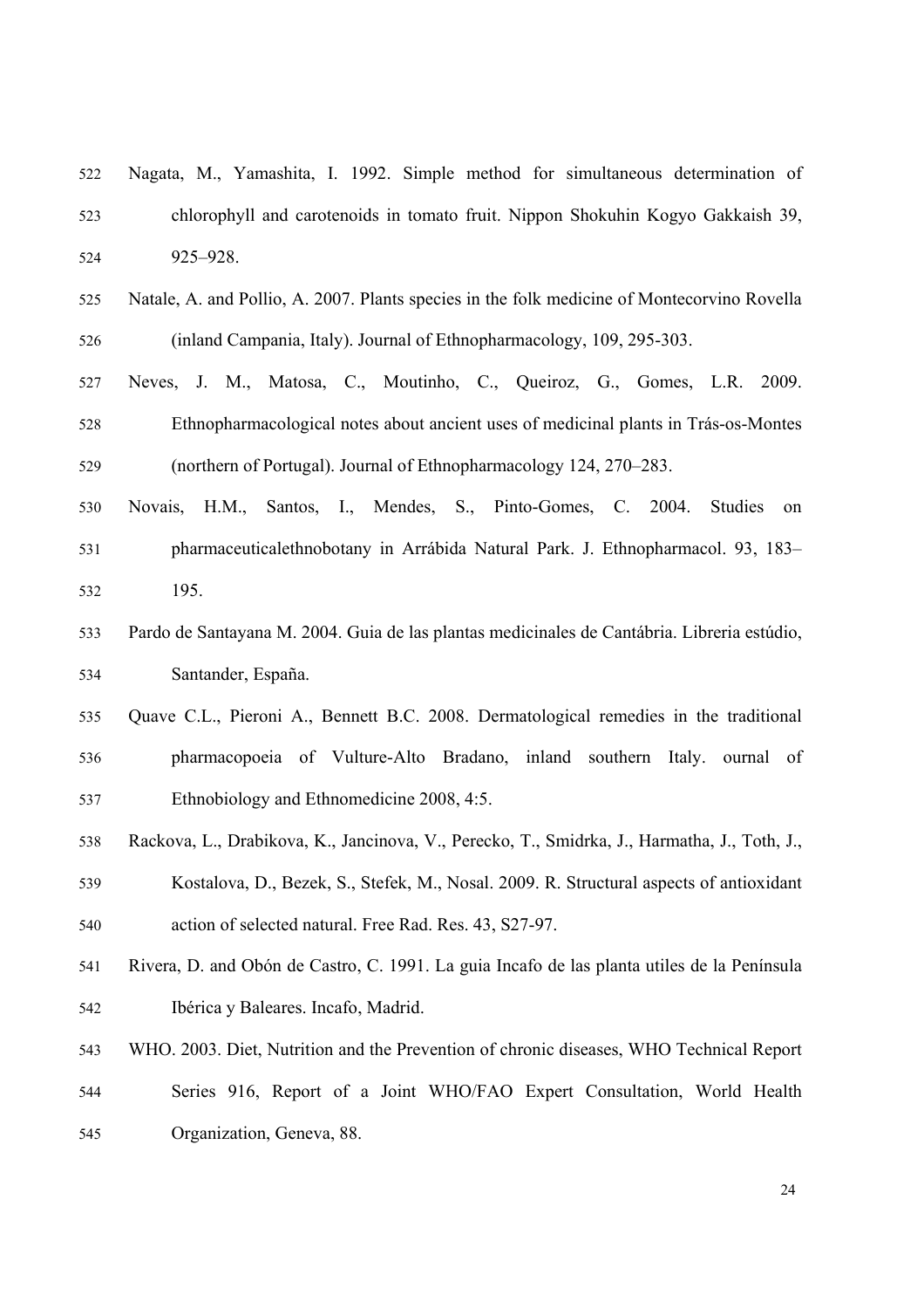Nagata, M., Yamashita, I. 1992. Simple method for simultaneous determination of chlorophyll and carotenoids in tomato fruit. Nippon Shokuhin Kogyo Gakkaish 39, 925–928.

Natale, A. and Pollio, A. 2007. Plants species in the folk medicine of Montecorvino Rovella (inland Campania, Italy). Journal of Ethnopharmacology, 109, 295-303.

Neves, J. M., Matosa, C., Moutinho, C., Queiroz, G., Gomes, L.R. 2009. Ethnopharmacological notes about ancient uses of medicinal plants in Trás-os-Montes (northern of Portugal). Journal of Ethnopharmacology 124, 270–283.

Novais, H.M., Santos, I., Mendes, S., Pinto-Gomes, C. 2004. Studies on pharmaceuticalethnobotany in Arrábida Natural Park. J. Ethnopharmacol. 93, 183–195.

Pardo de Santayana M. 2004. Guia de las plantas medicinales de Cantábria. Libreria estúdio, Santander, España.

Quave C.L., Pieroni A., Bennett B.C. 2008. Dermatological remedies in the traditional pharmacopoeia of Vulture-Alto Bradano, inland southern Italy. ournal of Ethnobiology and Ethnomedicine 2008, 4:5.

Rackova, L., Drabikova, K., Jancinova, V., Perecko, T., Smidrka, J., Harmatha, J., Toth, J., Kostalova, D., Bezek, S., Stefek, M., Nosal. 2009. R. Structural aspects of antioxidant action of selected natural. Free Rad. Res. 43, S27-97.

Rivera, D. and Obón de Castro, C. 1991. La guia Incafo de las planta utiles de la Península Ibérica y Baleares. Incafo, Madrid.

WHO. 2003. Diet, Nutrition and the Prevention of chronic diseases, WHO Technical Report Series 916, Report of a Joint WHO/FAO Expert Consultation, World Health Organization, Geneva, 88.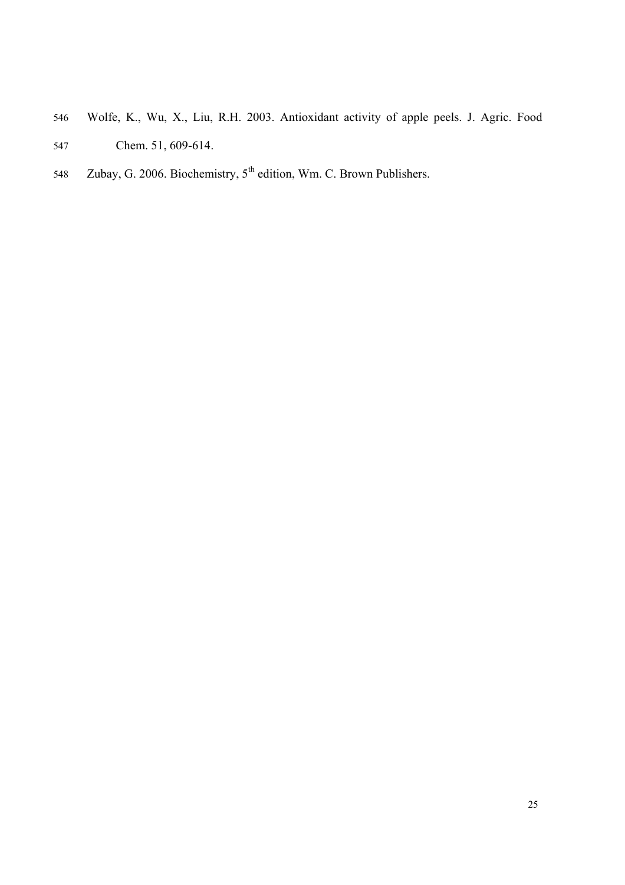Wolfe, K., Wu, X., Liu, R.H. 2003. Antioxidant activity of apple peels. J. Agric. Food Chem. 51, 609-614.

Zubay, G. 2006. Biochemistry, 5th edition, Wm. C. Brown Publishers.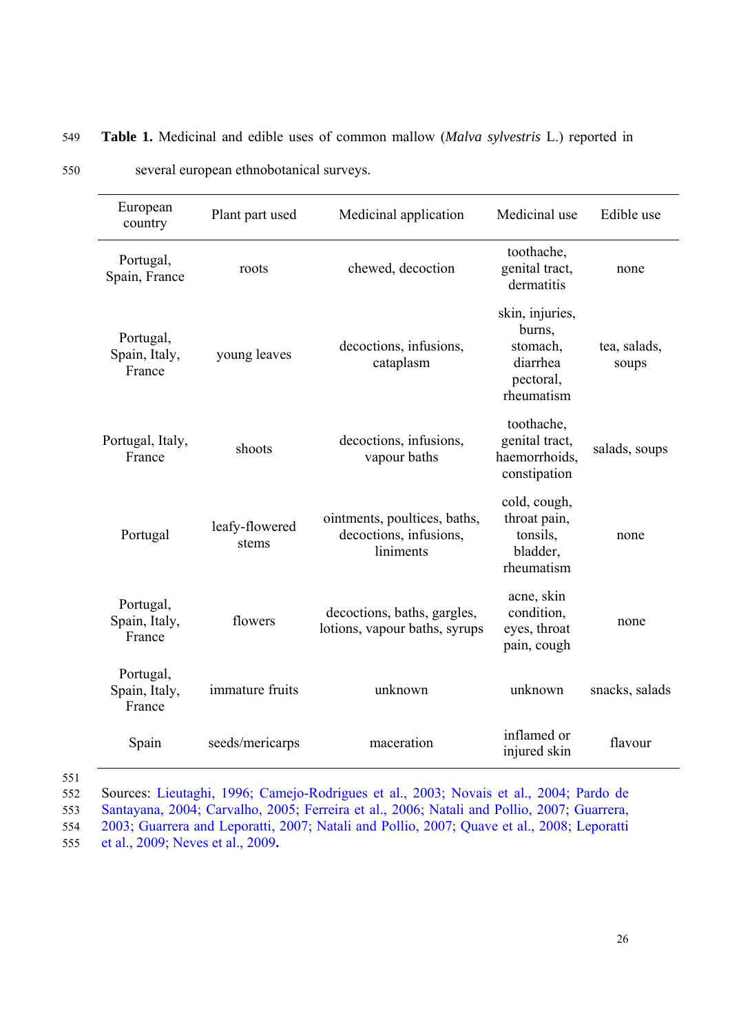**Table 1.** Medicinal and edible uses of common mallow (*Malva sylvestris* L.) reported in several european ethnobotanical surveys.

| European country | Plant part used | Medicinal application | Medicinal use | Edible use |
|---|---|---|---|---|
| Portugal, Spain, France | roots | chewed, decoction | toothache, genital tract, dermatitis | none |
| Portugal, Spain, Italy, France | young leaves | decoctions, infusions, cataplasm | skin, injuries, burns, stomach, diarrhea pectoral, rheumatism | tea, salads, soups |
| Portugal, Italy, France | shoots | decoctions, infusions, vapour baths | toothache, genital tract, haemorrhoids, constipation | salads, soups |
| Portugal | leafy-flowered stems | ointments, poultices, baths, decoctions, infusions, liniments | cold, cough, throat pain, tonsils, bladder, rheumatism | none |
| Portugal, Spain, Italy, France | flowers | decoctions, baths, gargles, lotions, vapour baths, syrups | acne, skin condition, eyes, throat pain, cough | none |
| Portugal, Spain, Italy, France | immature fruits | unknown | unknown | snacks, salads |
| Spain | seeds/mericarps | maceration | inflamed or injured skin | flavour |

Sources: Lieutaghi, 1996; Camejo-Rodrigues et al., 2003; Novais et al., 2004; Pardo de Santayana, 2004; Carvalho, 2005; Ferreira et al., 2006; Natali and Pollio, 2007; Guarrera, 2003; Guarrera and Leporatti, 2007; Natali and Pollio, 2007; Quave et al., 2008; Leporatti et al., 2009; Neves et al., 2009**.**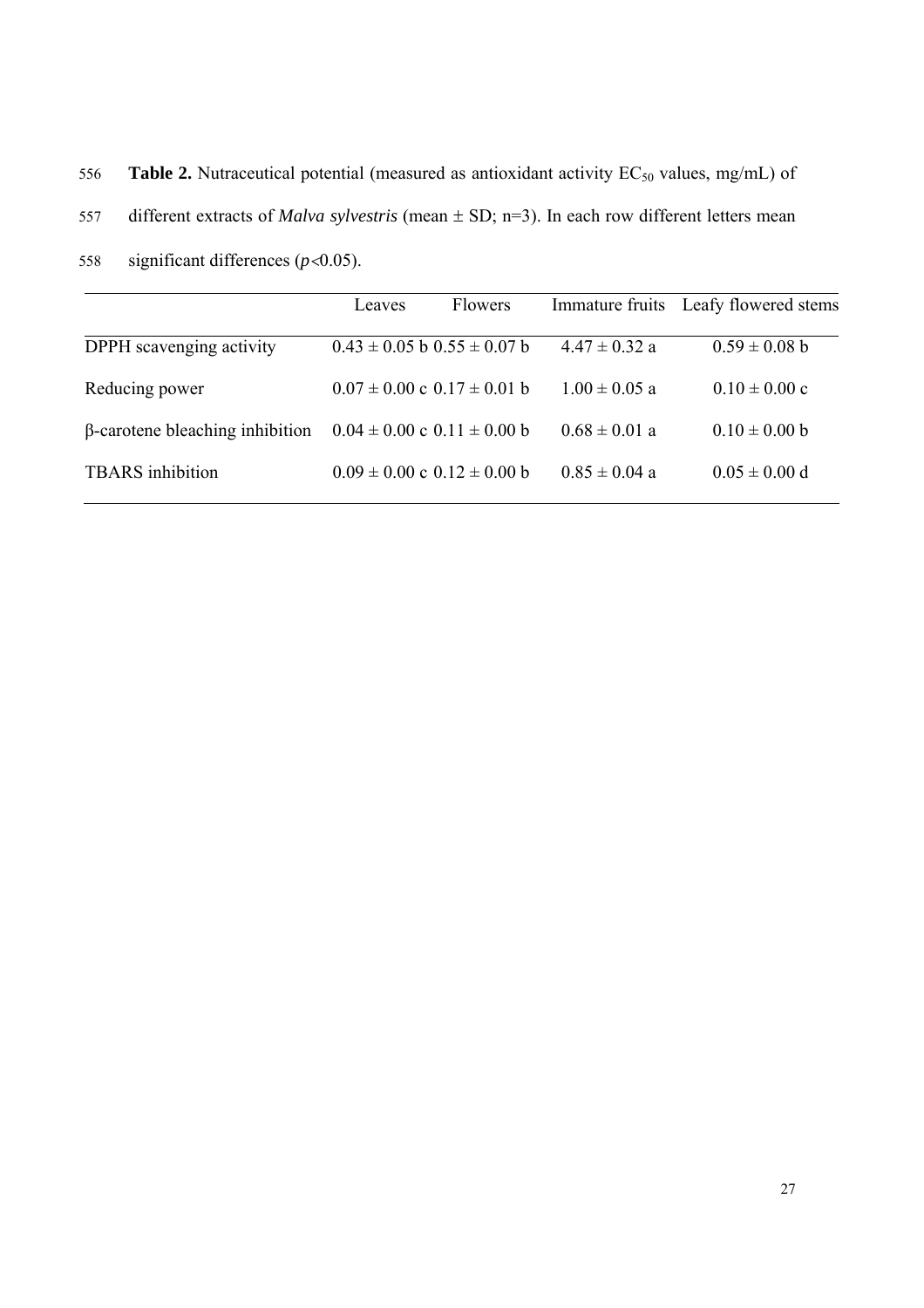**Table 2.** Nutraceutical potential (measured as antioxidant activity $EC_{50}$ values, mg/mL) of different extracts of *Malva sylvestris* (mean ± SD; n=3). In each row different letters mean significant differences ($p<0.05$).

| | Leaves | Flowers | Immature fruits | Leafy flowered stems |
|---|---|---|---|---|
| DPPH scavenging activity | 0.43 ± 0.05 b | 0.55 ± 0.07 b | 4.47 ± 0.32 a | 0.59 ± 0.08 b |
| Reducing power | 0.07 ± 0.00 c | 0.17 ± 0.01 b | 1.00 ± 0.05 a | 0.10 ± 0.00 c |
| β-carotene bleaching inhibition | 0.04 ± 0.00 c | 0.11 ± 0.00 b | 0.68 ± 0.01 a | 0.10 ± 0.00 b |
| TBARS inhibition | 0.09 ± 0.00 c | 0.12 ± 0.00 b | 0.85 ± 0.04 a | 0.05 ± 0.00 d |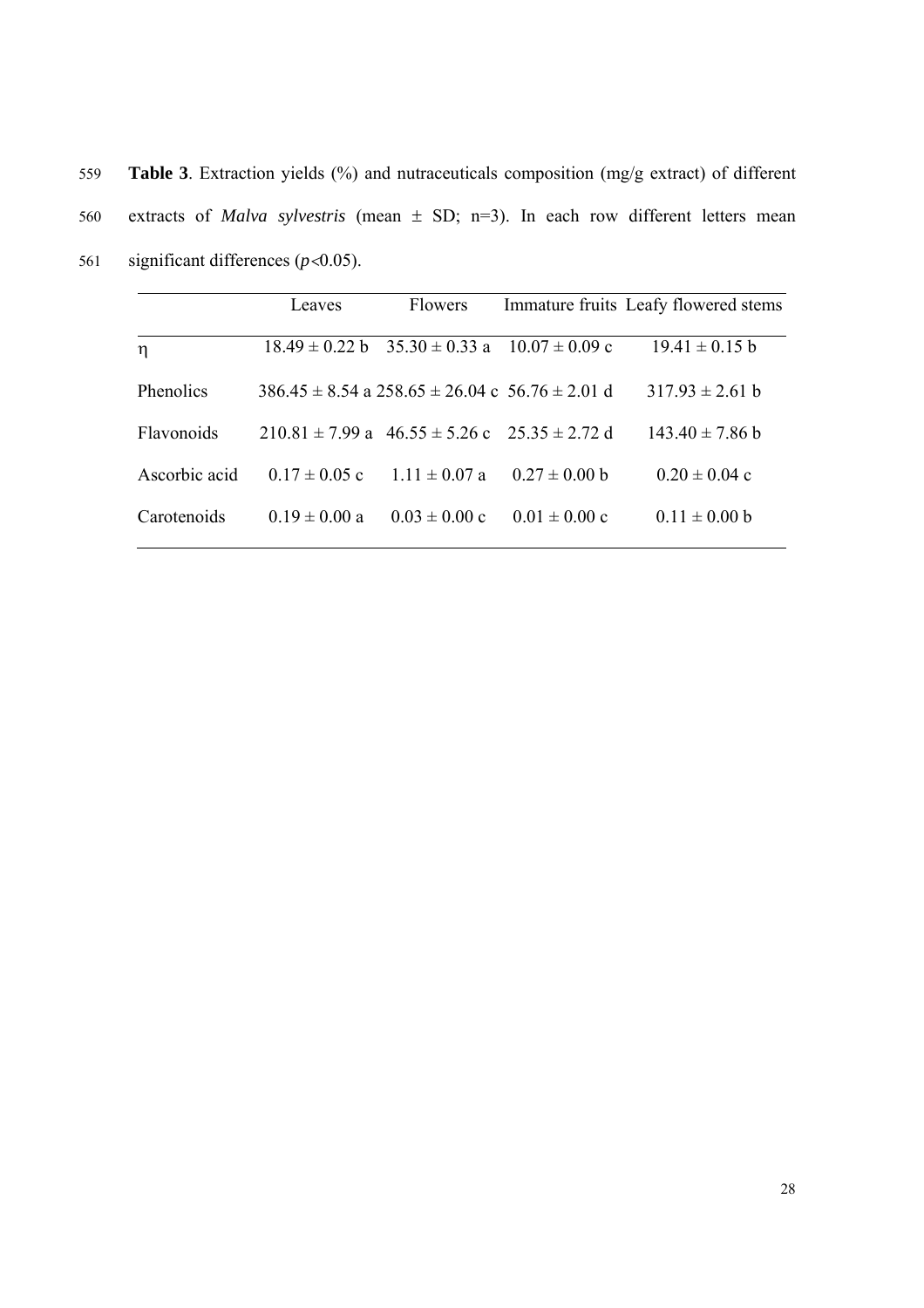**Table 3**. Extraction yields (%) and nutraceuticals composition (mg/g extract) of different extracts of *Malva sylvestris* (mean ± SD; n=3). In each row different letters mean significant differences ($p<0.05$).

| | Leaves | Flowers | Immature fruits | Leafy flowered stems |
|---|---|---|---|---|
| $\eta$ | 18.49 ± 0.22 b | 35.30 ± 0.33 a | 10.07 ± 0.09 c | 19.41 ± 0.15 b |
| Phenolics | 386.45 ± 8.54 a | 258.65 ± 26.04 c | 56.76 ± 2.01 d | 317.93 ± 2.61 b |
| Flavonoids | 210.81 ± 7.99 a | 46.55 ± 5.26 c | 25.35 ± 2.72 d | 143.40 ± 7.86 b |
| Ascorbic acid | 0.17 ± 0.05 c | 1.11 ± 0.07 a | 0.27 ± 0.00 b | 0.20 ± 0.04 c |
| Carotenoids | 0.19 ± 0.00 a | 0.03 ± 0.00 c | 0.01 ± 0.00 c | 0.11 ± 0.00 b |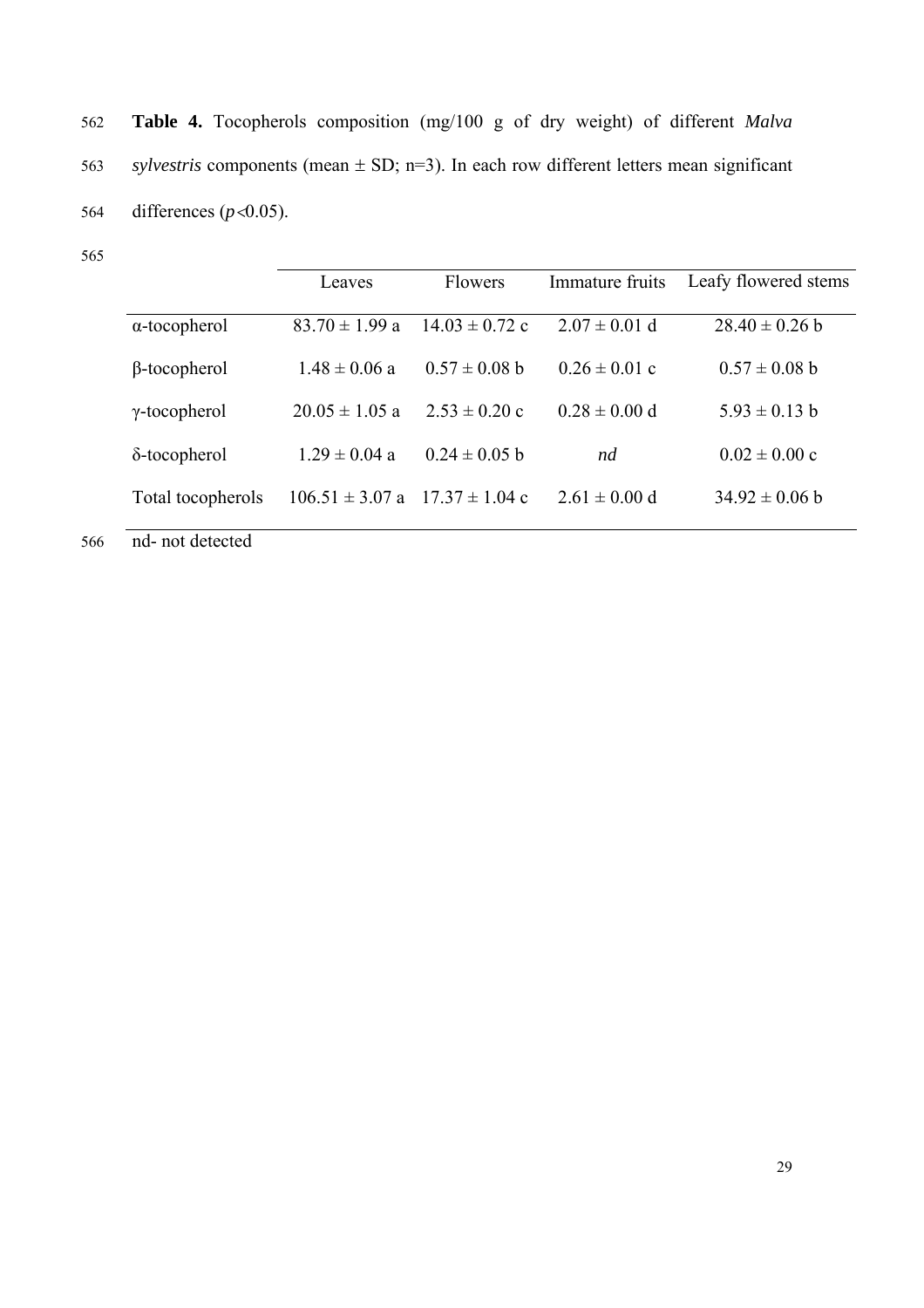**Table 4.** Tocopherols composition (mg/100 g of dry weight) of different *Malva sylvestris* components (mean ± SD; n=3). In each row different letters mean significant differences ($p<0.05$).

| | Leaves | Flowers | Immature fruits | Leafy flowered stems |
|---|---|---|---|---|
| α-tocopherol | 83.70 ± 1.99 a | 14.03 ± 0.72 c | 2.07 ± 0.01 d | 28.40 ± 0.26 b |
| β-tocopherol | 1.48 ± 0.06 a | 0.57 ± 0.08 b | 0.26 ± 0.01 c | 0.57 ± 0.08 b |
| γ-tocopherol | 20.05 ± 1.05 a | 2.53 ± 0.20 c | 0.28 ± 0.00 d | 5.93 ± 0.13 b |
| δ-tocopherol | 1.29 ± 0.04 a | 0.24 ± 0.05 b | *nd* | 0.02 ± 0.00 c |
| Total tocopherols | 106.51 ± 3.07 a | 17.37 ± 1.04 c | 2.61 ± 0.00 d | 34.92 ± 0.06 b |

nd- not detected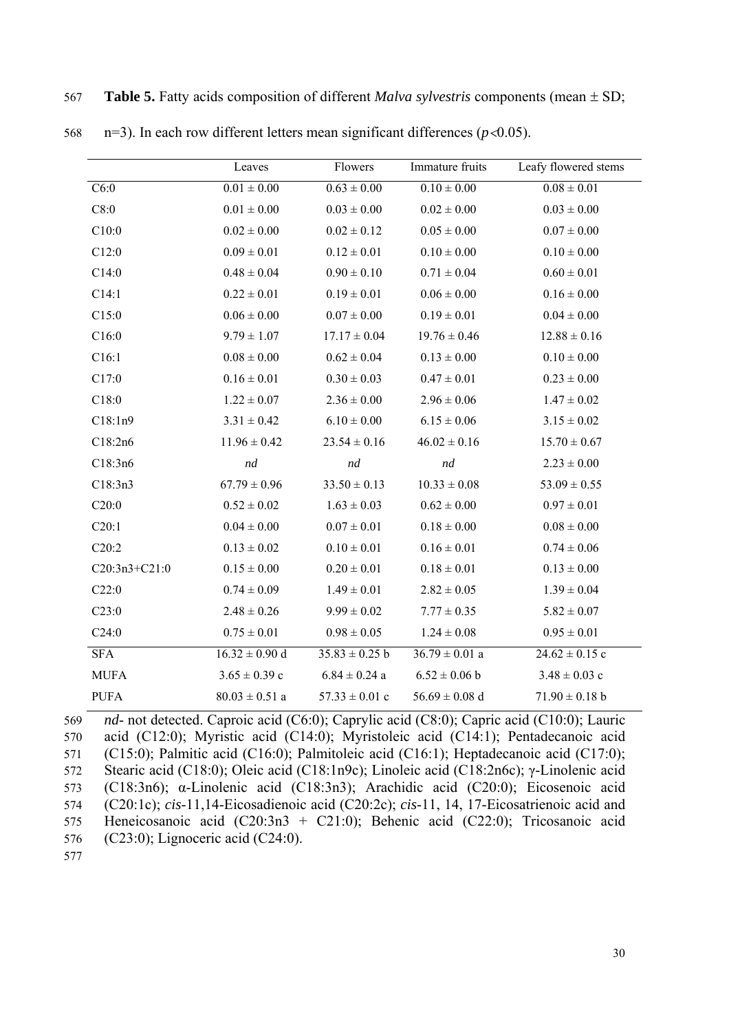**Table 5.** Fatty acids composition of different *Malva sylvestris* components (mean ± SD; n=3). In each row different letters mean significant differences ($p$<0.05).

| | Leaves | Flowers | Immature fruits | Leafy flowered stems |
|---|---|---|---|---|
| C6:0 | 0.01 ± 0.00 | 0.63 ± 0.00 | 0.10 ± 0.00 | 0.08 ± 0.01 |
| C8:0 | 0.01 ± 0.00 | 0.03 ± 0.00 | 0.02 ± 0.00 | 0.03 ± 0.00 |
| C10:0 | 0.02 ± 0.00 | 0.02 ± 0.12 | 0.05 ± 0.00 | 0.07 ± 0.00 |
| C12:0 | 0.09 ± 0.01 | 0.12 ± 0.01 | 0.10 ± 0.00 | 0.10 ± 0.00 |
| C14:0 | 0.48 ± 0.04 | 0.90 ± 0.10 | 0.71 ± 0.04 | 0.60 ± 0.01 |
| C14:1 | 0.22 ± 0.01 | 0.19 ± 0.01 | 0.06 ± 0.00 | 0.16 ± 0.00 |
| C15:0 | 0.06 ± 0.00 | 0.07 ± 0.00 | 0.19 ± 0.01 | 0.04 ± 0.00 |
| C16:0 | 9.79 ± 1.07 | 17.17 ± 0.04 | 19.76 ± 0.46 | 12.88 ± 0.16 |
| C16:1 | 0.08 ± 0.00 | 0.62 ± 0.04 | 0.13 ± 0.00 | 0.10 ± 0.00 |
| C17:0 | 0.16 ± 0.01 | 0.30 ± 0.03 | 0.47 ± 0.01 | 0.23 ± 0.00 |
| C18:0 | 1.22 ± 0.07 | 2.36 ± 0.00 | 2.96 ± 0.06 | 1.47 ± 0.02 |
| C18:1n9 | 3.31 ± 0.42 | 6.10 ± 0.00 | 6.15 ± 0.06 | 3.15 ± 0.02 |
| C18:2n6 | 11.96 ± 0.42 | 23.54 ± 0.16 | 46.02 ± 0.16 | 15.70 ± 0.67 |
| C18:3n6 | *nd* | *nd* | *nd* | 2.23 ± 0.00 |
| C18:3n3 | 67.79 ± 0.96 | 33.50 ± 0.13 | 10.33 ± 0.08 | 53.09 ± 0.55 |
| C20:0 | 0.52 ± 0.02 | 1.63 ± 0.03 | 0.62 ± 0.00 | 0.97 ± 0.01 |
| C20:1 | 0.04 ± 0.00 | 0.07 ± 0.01 | 0.18 ± 0.00 | 0.08 ± 0.00 |
| C20:2 | 0.13 ± 0.02 | 0.10 ± 0.01 | 0.16 ± 0.01 | 0.74 ± 0.06 |
| C20:3n3+C21:0 | 0.15 ± 0.00 | 0.20 ± 0.01 | 0.18 ± 0.01 | 0.13 ± 0.00 |
| C22:0 | 0.74 ± 0.09 | 1.49 ± 0.01 | 2.82 ± 0.05 | 1.39 ± 0.04 |
| C23:0 | 2.48 ± 0.26 | 9.99 ± 0.02 | 7.77 ± 0.35 | 5.82 ± 0.07 |
| C24:0 | 0.75 ± 0.01 | 0.98 ± 0.05 | 1.24 ± 0.08 | 0.95 ± 0.01 |
| SFA | 16.32 ± 0.90 d | 35.83 ± 0.25 b | 36.79 ± 0.01 a | 24.62 ± 0.15 c |
| MUFA | 3.65 ± 0.39 c | 6.84 ± 0.24 a | 6.52 ± 0.06 b | 3.48 ± 0.03 c |
| PUFA | 80.03 ± 0.51 a | 57.33 ± 0.01 c | 56.69 ± 0.08 d | 71.90 ± 0.18 b |

*nd*- not detected. Caproic acid (C6:0); Caprylic acid (C8:0); Capric acid (C10:0); Lauric acid (C12:0); Myristic acid (C14:0); Myristoleic acid (C14:1); Pentadecanoic acid (C15:0); Palmitic acid (C16:0); Palmitoleic acid (C16:1); Heptadecanoic acid (C17:0); Stearic acid (C18:0); Oleic acid (C18:1n9c); Linoleic acid (C18:2n6c); γ-Linolenic acid (C18:3n6); α-Linolenic acid (C18:3n3); Arachidic acid (C20:0); Eicosenoic acid (C20:1c); *cis*-11,14-Eicosadienoic acid (C20:2c); *cis*-11, 14, 17-Eicosatrienoic acid and Heneicosanoic acid (C20:3n3 + C21:0); Behenic acid (C22:0); Tricosanoic acid (C23:0); Lignoceric acid (C24:0).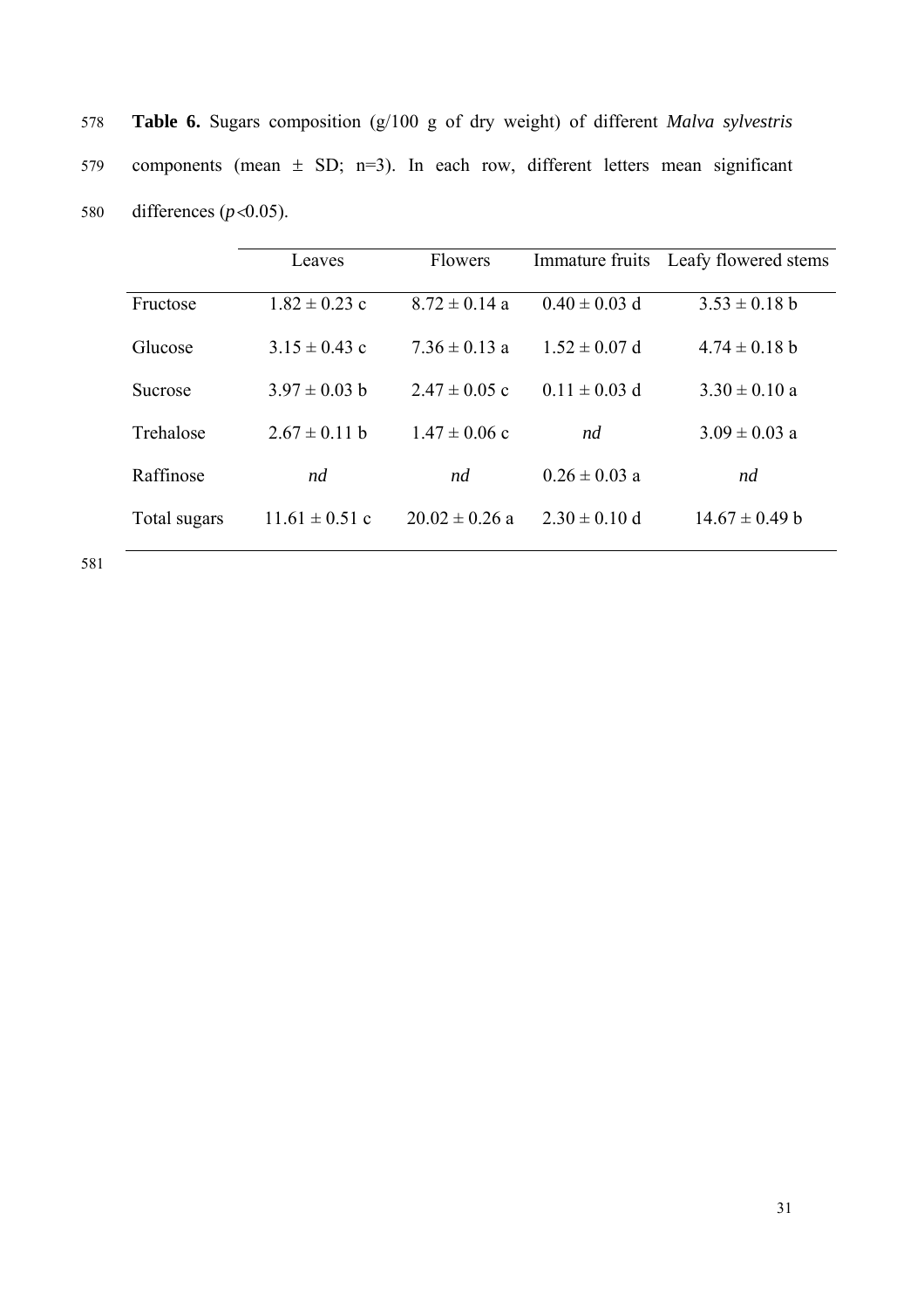**Table 6.** Sugars composition (g/100 g of dry weight) of different *Malva sylvestris* components (mean ± SD; n=3). In each row, different letters mean significant differences ($p$<0.05).

| | Leaves | Flowers | Immature fruits | Leafy flowered stems |
|---|---|---|---|---|
| Fructose | 1.82 ± 0.23 c | 8.72 ± 0.14 a | 0.40 ± 0.03 d | 3.53 ± 0.18 b |
| Glucose | 3.15 ± 0.43 c | 7.36 ± 0.13 a | 1.52 ± 0.07 d | 4.74 ± 0.18 b |
| Sucrose | 3.97 ± 0.03 b | 2.47 ± 0.05 c | 0.11 ± 0.03 d | 3.30 ± 0.10 a |
| Trehalose | 2.67 ± 0.11 b | 1.47 ± 0.06 c | *nd* | 3.09 ± 0.03 a |
| Raffinose | *nd* | *nd* | 0.26 ± 0.03 a | *nd* |
| Total sugars | 11.61 ± 0.51 c | 20.02 ± 0.26 a | 2.30 ± 0.10 d | 14.67 ± 0.49 b |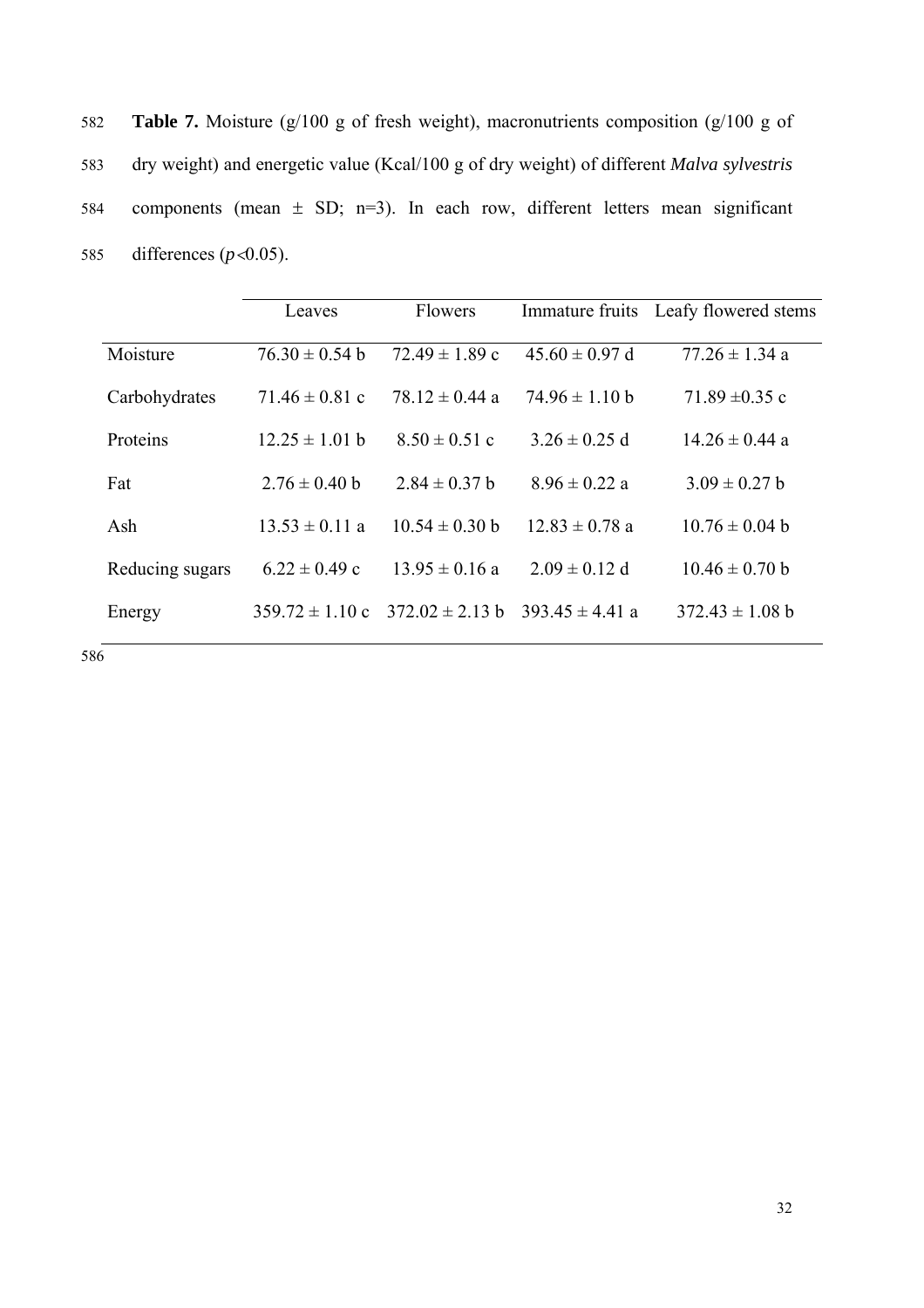**Table 7.** Moisture (g/100 g of fresh weight), macronutrients composition (g/100 g of dry weight) and energetic value (Kcal/100 g of dry weight) of different *Malva sylvestris* components (mean ± SD; n=3). In each row, different letters mean significant differences ($p<0.05$).

| | Leaves | Flowers | Immature fruits | Leafy flowered stems |
|---|---|---|---|---|
| Moisture | 76.30 ± 0.54 b | 72.49 ± 1.89 c | 45.60 ± 0.97 d | 77.26 ± 1.34 a |
| Carbohydrates | 71.46 ± 0.81 c | 78.12 ± 0.44 a | 74.96 ± 1.10 b | 71.89 ±0.35 c |
| Proteins | 12.25 ± 1.01 b | 8.50 ± 0.51 c | 3.26 ± 0.25 d | 14.26 ± 0.44 a |
| Fat | 2.76 ± 0.40 b | 2.84 ± 0.37 b | 8.96 ± 0.22 a | 3.09 ± 0.27 b |
| Ash | 13.53 ± 0.11 a | 10.54 ± 0.30 b | 12.83 ± 0.78 a | 10.76 ± 0.04 b |
| Reducing sugars | 6.22 ± 0.49 c | 13.95 ± 0.16 a | 2.09 ± 0.12 d | 10.46 ± 0.70 b |
| Energy | 359.72 ± 1.10 c | 372.02 ± 2.13 b | 393.45 ± 4.41 a | 372.43 ± 1.08 b |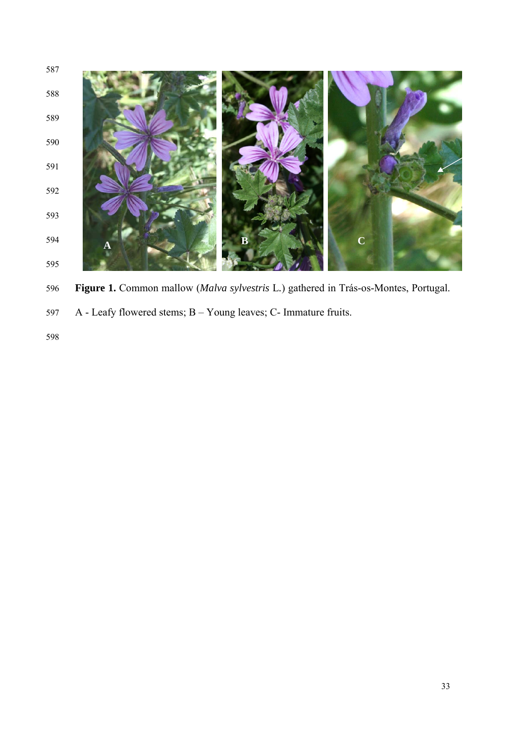**Figure 1.** Common mallow (*Malva sylvestris* L.) gathered in Trás-os-Montes, Portugal.
A - Leafy flowered stems; B – Young leaves; C- Immature fruits.